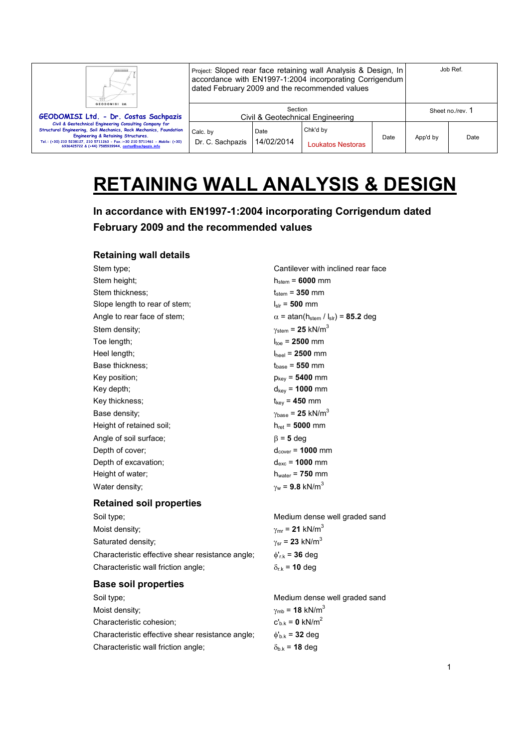| GEODOMISI Ltd. - Dr. Costas Sachpazis<br>Civil & Geotechnical Engineering Consulting Company for Structural Engineering, Soil Mechanics, Rock Mechanics, Foundation Engineering & Retaining Structures.<br>Tel.: (+30) 210 5238127, 210 5711263 - Fax.:+30 210 5711461 - Mobile: (+30) 6936425722 & (+44) 7585939944, costas@sachpazis.info | Project: Sloped rear face retaining wall Analysis & Design, In accordance with EN1997-1:2004 incorporating Corrigendum dated February 2009 and the recommended values | | | | Job Ref. | |
|---|---|---|---|---|---|---|
| | Section<br>Civil & Geotechnical Engineering | | | | Sheet no./rev. 1 | |
| | Calc. by<br>Dr. C. Sachpazis | Date<br>14/02/2014 | Chk'd by<br>Loukatos Nestoras | Date | App'd by | Date |

# RETAINING WALL ANALYSIS & DESIGN

### In accordance with EN1997-1:2004 incorporating Corrigendum dated February 2009 and the recommended values

## Retaining wall details

| | |
|---|---|
| Stem type; | Cantilever with inclined rear face |
| Stem height; | $h_{stem}$ = **6000** mm |
| Stem thickness; | $t_{stem}$ = **350** mm |
| Slope length to rear of stem; | $l_{slr}$ = **500** mm |
| Angle to rear face of stem; | $\alpha$ = atan($h_{stem}$ / $l_{slr}$) = **85.2** deg |
| Stem density; | $\gamma_{stem}$ = **25** kN/m$^3$ |
| Toe length; | $l_{toe}$ = **2500** mm |
| Heel length; | $l_{heel}$ = **2500** mm |
| Base thickness; | $t_{base}$ = **550** mm |
| Key position; | $p_{key}$ = **5400** mm |
| Key depth; | $d_{key}$ = **1000** mm |
| Key thickness; | $t_{key}$ = **450** mm |
| Base density; | $\gamma_{base}$ = **25** kN/m$^3$ |
| Height of retained soil; | $h_{ret}$ = **5000** mm |
| Angle of soil surface; | $\beta$ = **5** deg |
| Depth of cover; | $d_{cover}$ = **1000** mm |
| Depth of excavation; | $d_{exc}$ = **1000** mm |
| Height of water; | $h_{water}$ = **750** mm |
| Water density; | $\gamma_w$ = **9.8** kN/m$^3$ |

## Retained soil properties

| | |
|---|---|
| Soil type; | Medium dense well graded sand |
| Moist density; | $\gamma_{mr}$ = **21** kN/m$^3$ |
| Saturated density; | $\gamma_{sr}$ = **23** kN/m$^3$ |
| Characteristic effective shear resistance angle; | $\phi'_{r.k}$ = **36** deg |
| Characteristic wall friction angle; | $\delta_{r.k}$ = **10** deg |

## Base soil properties

| | |
|---|---|
| Soil type; | Medium dense well graded sand |
| Moist density; | $\gamma_{mb}$ = **18** kN/m$^3$ |
| Characteristic cohesion; | $c'_{b.k}$ = **0** kN/m$^2$ |
| Characteristic effective shear resistance angle; | $\phi'_{b.k}$ = **32** deg |
| Characteristic wall friction angle; | $\delta_{b.k}$ = **18** deg |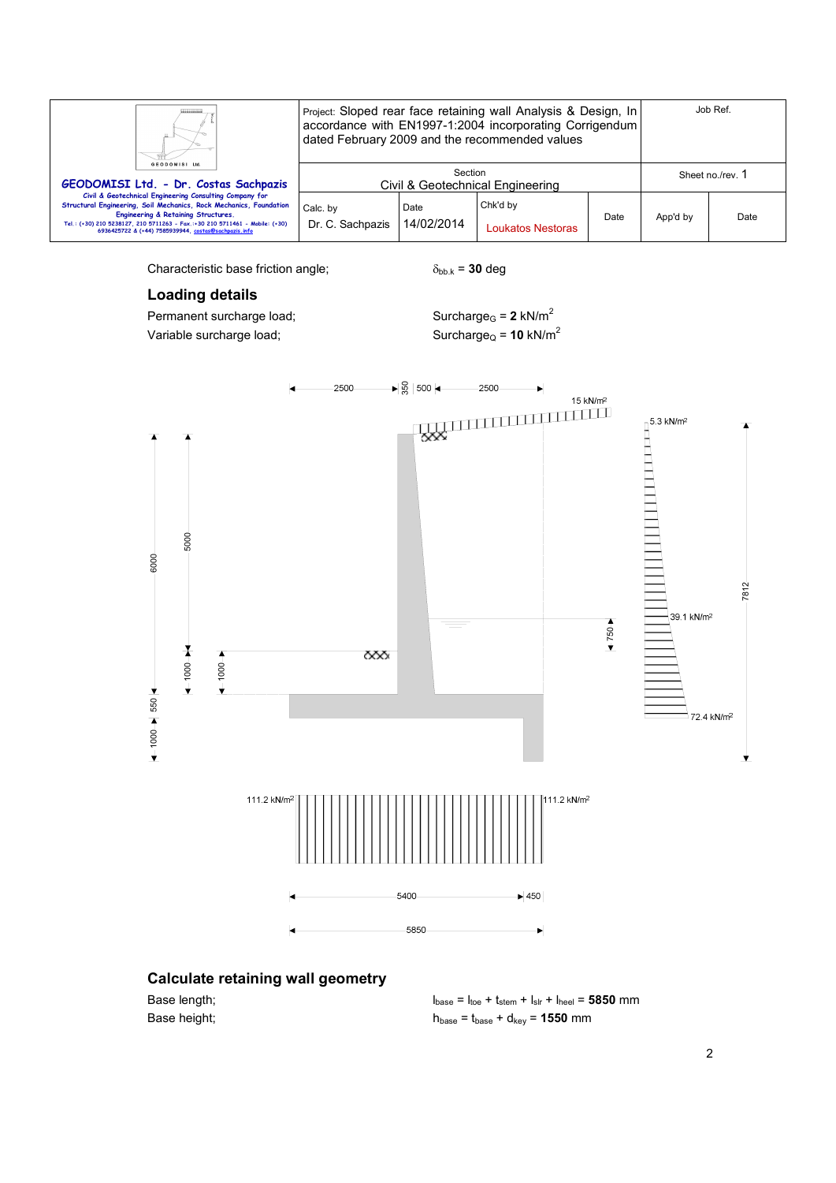Characteristic base friction angle; $\delta_{bb.k}$ = **30** deg

## Loading details

Permanent surcharge load; $Surcharge_G$ = **2** kN/m$^2$

Variable surcharge load; $Surcharge_Q$ = **10** kN/m$^2$

## Calculate retaining wall geometry

Base length; $l_{base} = l_{toe} + t_{stem} + l_{slr} + l_{heel}$ = **5850** mm

Base height; $h_{base} = t_{base} + d_{key}$ = **1550** mm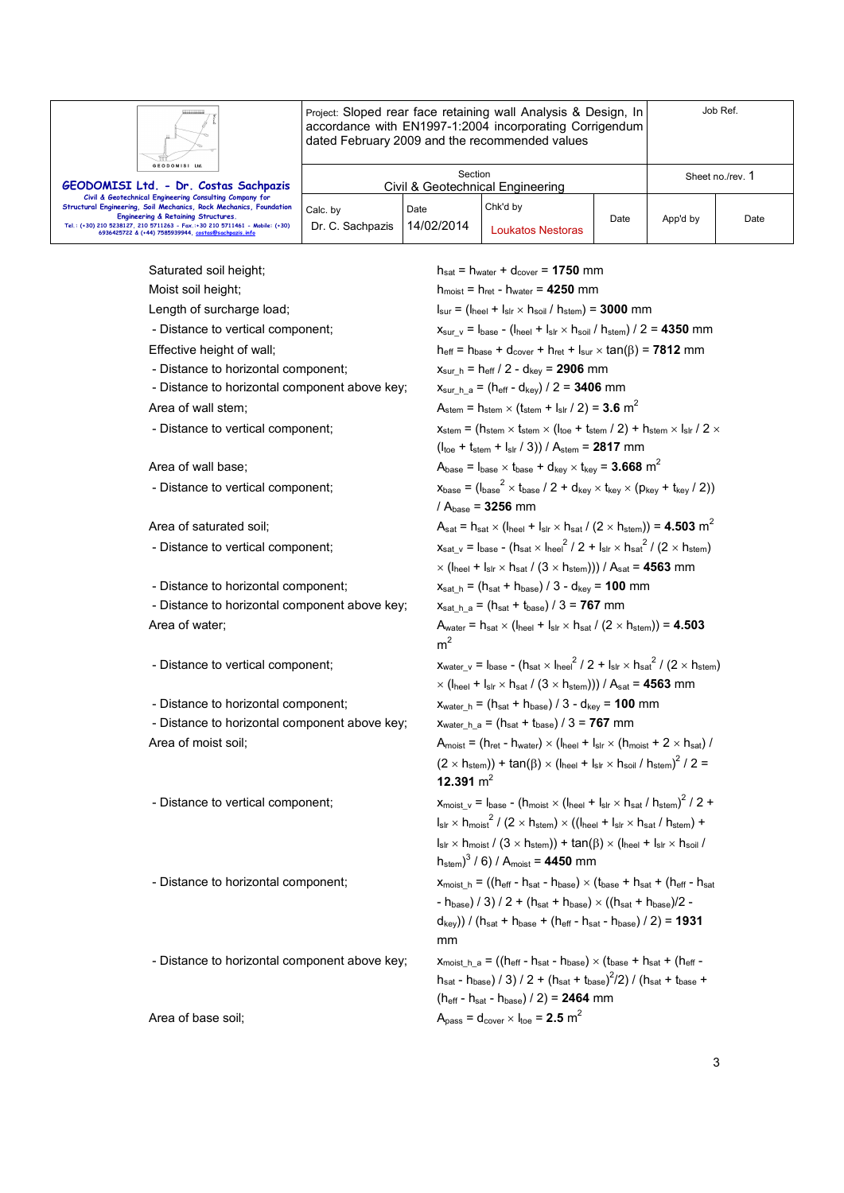Saturated soil height; $h_{sat} = h_{water} + d_{cover} = \mathbf{1750}$ mm

Moist soil height; $h_{moist} = h_{ret} - h_{water} = \mathbf{4250}$ mm

Length of surcharge load; $l_{sur} = (l_{heel} + l_{slr} \times h_{soil} / h_{stem}) = \mathbf{3000}$ mm

- Distance to vertical component; $x_{sur\_v} = l_{base} - (l_{heel} + l_{slr} \times h_{soil} / h_{stem}) / 2 = \mathbf{4350}$ mm

Effective height of wall; $h_{eff} = h_{base} + d_{cover} + h_{ret} + l_{sur} \times \tan(\beta) = \mathbf{7812}$ mm

- Distance to horizontal component; $x_{sur\_h} = h_{eff} / 2 - d_{key} = \mathbf{2906}$ mm

- Distance to horizontal component above key; $x_{sur\_h\_a} = (h_{eff} - d_{key}) / 2 = \mathbf{3406}$ mm

Area of wall stem; $A_{stem} = h_{stem} \times (t_{stem} + l_{slr} / 2) = \mathbf{3.6}$ m$^2$

- Distance to vertical component; $x_{stem} = (h_{stem} \times t_{stem} \times (l_{toe} + t_{stem} / 2) + h_{stem} \times l_{slr} / 2 \times (l_{toe} + t_{stem} + l_{slr} / 3)) / A_{stem} = \mathbf{2817}$ mm

Area of wall base; $A_{base} = l_{base} \times t_{base} + d_{key} \times t_{key} = \mathbf{3.668}$ m$^2$

- Distance to vertical component; $x_{base} = (l_{base}^2 \times t_{base} / 2 + d_{key} \times t_{key} \times (p_{key} + t_{key} / 2)) / A_{base} = \mathbf{3256}$ mm

Area of saturated soil; $A_{sat} = h_{sat} \times (l_{heel} + l_{slr} \times h_{sat} / (2 \times h_{stem})) = \mathbf{4.503}$ m$^2$

- Distance to vertical component; $x_{sat\_v} = l_{base} - (h_{sat} \times l_{heel}^2 / 2 + l_{slr} \times h_{sat}^2 / (2 \times h_{stem}) \times (l_{heel} + l_{slr} \times h_{sat} / (3 \times h_{stem}))) / A_{sat} = \mathbf{4563}$ mm

- Distance to horizontal component; $x_{sat\_h} = (h_{sat} + h_{base}) / 3 - d_{key} = \mathbf{100}$ mm

- Distance to horizontal component above key; $x_{sat\_h\_a} = (h_{sat} + t_{base}) / 3 = \mathbf{767}$ mm

Area of water; $A_{water} = h_{sat} \times (l_{heel} + l_{slr} \times h_{sat} / (2 \times h_{stem})) = \mathbf{4.503}$ m$^2$

- Distance to vertical component; $x_{water\_v} = l_{base} - (h_{sat} \times l_{heel}^2 / 2 + l_{slr} \times h_{sat}^2 / (2 \times h_{stem}) \times (l_{heel} + l_{slr} \times h_{sat} / (3 \times h_{stem}))) / A_{sat} = \mathbf{4563}$ mm

- Distance to horizontal component; $x_{water\_h} = (h_{sat} + h_{base}) / 3 - d_{key} = \mathbf{100}$ mm

- Distance to horizontal component above key; $x_{water\_h\_a} = (h_{sat} + t_{base}) / 3 = \mathbf{767}$ mm

Area of moist soil; $A_{moist} = (h_{ret} - h_{water}) \times (l_{heel} + l_{slr} \times (h_{moist} + 2 \times h_{sat}) / (2 \times h_{stem})) + \tan(\beta) \times (l_{heel} + l_{slr} \times h_{soil} / h_{stem})^2 / 2 = \mathbf{12.391}$ m$^2$

- Distance to vertical component; $x_{moist\_v} = l_{base} - (h_{moist} \times (l_{heel} + l_{slr} \times h_{sat} / h_{stem})^2 / 2 + l_{slr} \times h_{moist}^2 / (2 \times h_{stem}) \times ((l_{heel} + l_{slr} \times h_{sat} / h_{stem}) + l_{slr} \times h_{moist} / (3 \times h_{stem})) + \tan(\beta) \times (l_{heel} + l_{slr} \times h_{soil} / h_{stem})^3 / 6) / A_{moist} = \mathbf{4450}$ mm

- Distance to horizontal component; $x_{moist\_h} = ((h_{eff} - h_{sat} - h_{base}) \times (t_{base} + h_{sat} + (h_{eff} - h_{sat} - h_{base}) / 3) / 2 + (h_{sat} + h_{base}) \times ((h_{sat} + h_{base})/2 - d_{key})) / (h_{sat} + h_{base} + (h_{eff} - h_{sat} - h_{base}) / 2) = \mathbf{1931}$ mm

- Distance to horizontal component above key; $x_{moist\_h\_a} = ((h_{eff} - h_{sat} - h_{base}) \times (t_{base} + h_{sat} + (h_{eff} - h_{sat} - h_{base}) / 3) / 2 + (h_{sat} + t_{base})^2/2) / (h_{sat} + t_{base} + (h_{eff} - h_{sat} - h_{base}) / 2) = \mathbf{2464}$ mm

Area of base soil; $A_{pass} = d_{cover} \times l_{toe} = \mathbf{2.5}$ m$^2$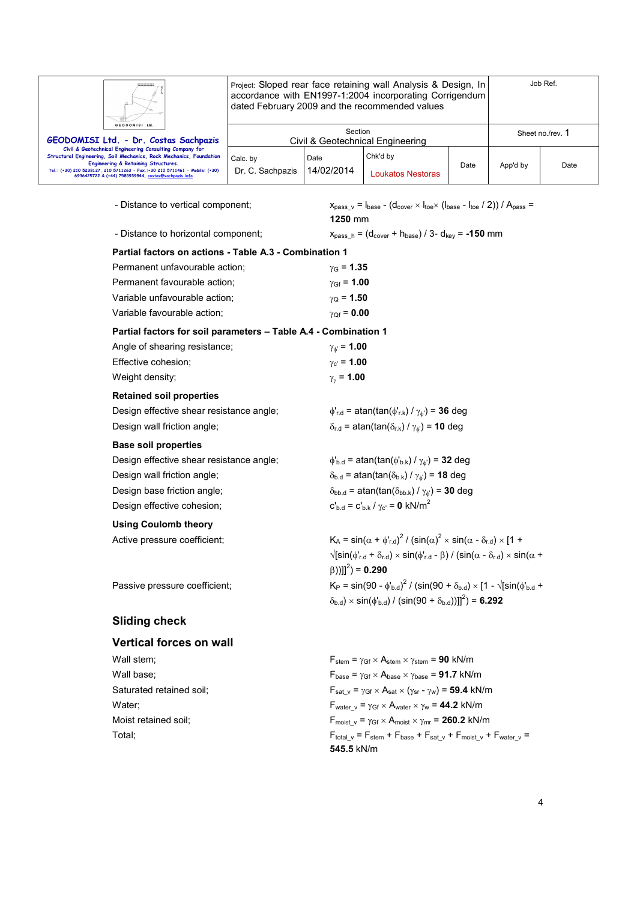- Distance to vertical component; $x_{pass\_v} = l_{base} - (d_{cover} \times l_{toe} \times (l_{base} - l_{toe} / 2)) / A_{pass}$ = **1250** mm

- Distance to horizontal component; $x_{pass\_h} = (d_{cover} + h_{base}) / 3 - d_{key}$ = **-150** mm

**Partial factors on actions - Table A.3 - Combination 1**

Permanent unfavourable action; $\gamma_G$ = **1.35**

Permanent favourable action; $\gamma_{Gf}$ = **1.00**

Variable unfavourable action; $\gamma_Q$ = **1.50**

Variable favourable action; $\gamma_{Qf}$ = **0.00**

**Partial factors for soil parameters – Table A.4 - Combination 1**

Angle of shearing resistance; $\gamma_{\phi'}$ = **1.00**

Effective cohesion; $\gamma_{c'}$ = **1.00**

Weight density; $\gamma_{\gamma}$ = **1.00**

**Retained soil properties**

Design effective shear resistance angle; $\phi'_{r.d} = \text{atan}(\tan(\phi'_{r.k}) / \gamma_{\phi'})$ = **36** deg

Design wall friction angle; $\delta_{r.d} = \text{atan}(\tan(\delta_{r.k}) / \gamma_{\phi'})$ = **10** deg

**Base soil properties**

Design effective shear resistance angle; $\phi'_{b.d} = \text{atan}(\tan(\phi'_{b.k}) / \gamma_{\phi'})$ = **32** deg

Design wall friction angle; $\delta_{b.d} = \text{atan}(\tan(\delta_{b.k}) / \gamma_{\phi'})$ = **18** deg

Design base friction angle; $\delta_{bb.d} = \text{atan}(\tan(\delta_{bb.k}) / \gamma_{\phi'})$ = **30** deg

Design effective cohesion; $c'_{b.d} = c'_{b.k} / \gamma_{c'}$ = **0** kN/m$^2$

**Using Coulomb theory**

Active pressure coefficient; $K_A = \sin(\alpha + \phi'_{r.d})^2 / (\sin(\alpha)^2 \times \sin(\alpha - \delta_{r.d}) \times [1 + \sqrt{[\sin(\phi'_{r.d} + \delta_{r.d}) \times \sin(\phi'_{r.d} - \beta) / (\sin(\alpha - \delta_{r.d}) \times \sin(\alpha + \beta))]}]^2)$ = **0.290**

Passive pressure coefficient; $K_P = \sin(90 - \phi'_{b.d})^2 / (\sin(90 + \delta_{b.d}) \times [1 - \sqrt{[\sin(\phi'_{b.d} + \delta_{b.d}) \times \sin(\phi'_{b.d}) / (\sin(90 + \delta_{b.d}))]}]^2)$ = **6.292**

## Sliding check

## Vertical forces on wall

Wall stem; $F_{stem} = \gamma_{Gf} \times A_{stem} \times \gamma_{stem}$ = **90** kN/m

Wall base; $F_{base} = \gamma_{Gf} \times A_{base} \times \gamma_{base}$ = **91.7** kN/m

Saturated retained soil; $F_{sat\_v} = \gamma_{Gf} \times A_{sat} \times (\gamma_{sr} - \gamma_w)$ = **59.4** kN/m

Water; $F_{water\_v} = \gamma_{Gf} \times A_{water} \times \gamma_w$ = **44.2** kN/m

Moist retained soil; $F_{moist\_v} = \gamma_{Gf} \times A_{moist} \times \gamma_{mr}$ = **260.2** kN/m

Total; $F_{total\_v} = F_{stem} + F_{base} + F_{sat\_v} + F_{moist\_v} + F_{water\_v}$ = **545.5** kN/m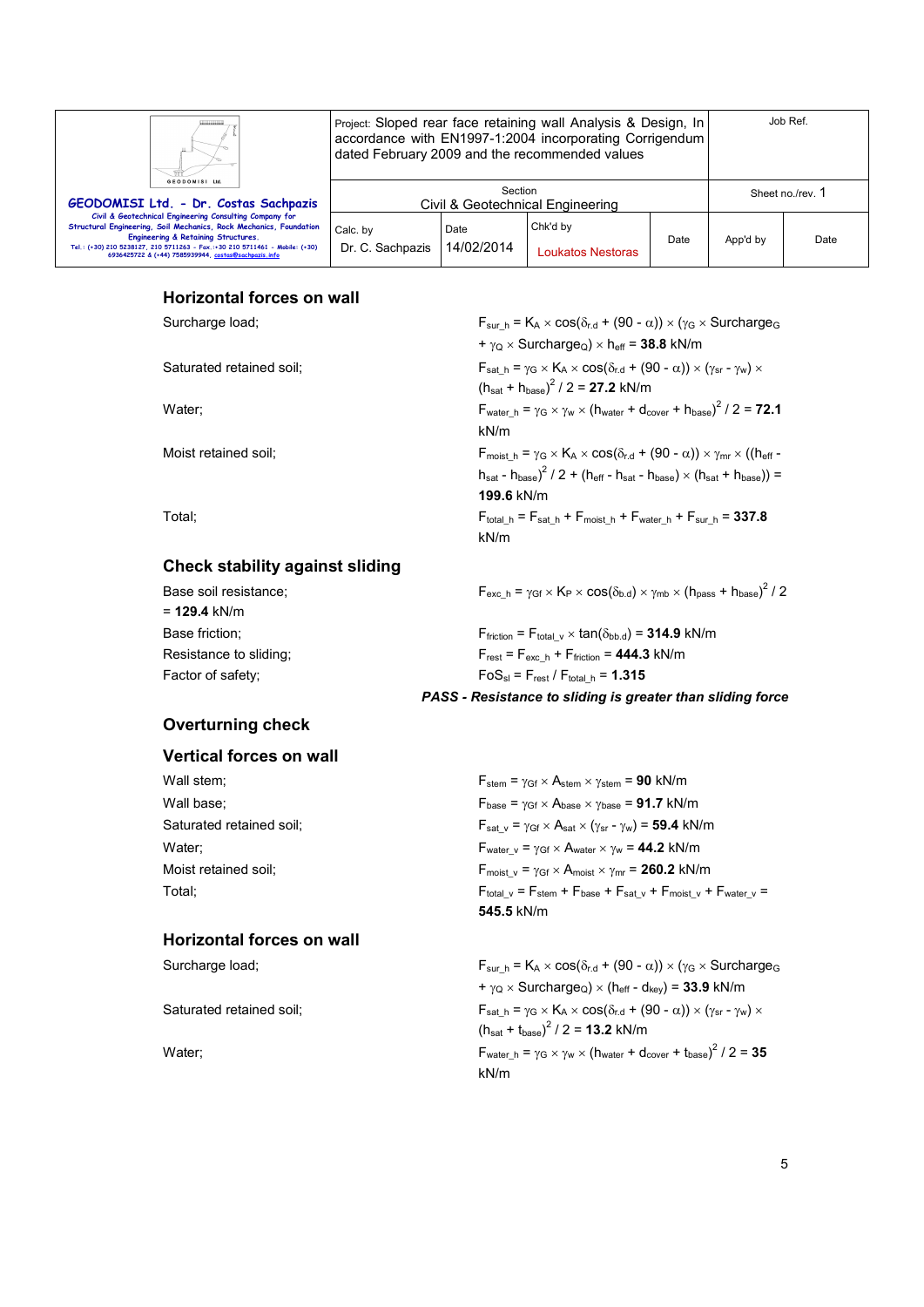## Horizontal forces on wall

Surcharge load; $F_{sur\_h} = K_A \times \cos(\delta_{r.d} + (90 - \alpha)) \times (\gamma_G \times Surcharge_G + \gamma_Q \times Surcharge_Q) \times h_{eff}$ = **38.8** kN/m

Saturated retained soil; $F_{sat\_h} = \gamma_G \times K_A \times \cos(\delta_{r.d} + (90 - \alpha)) \times (\gamma_{sr} - \gamma_w) \times (h_{sat} + h_{base})^2 / 2$ = **27.2** kN/m

Water; $F_{water\_h} = \gamma_G \times \gamma_w \times (h_{water} + d_{cover} + h_{base})^2 / 2$ = **72.1** kN/m

Moist retained soil; $F_{moist\_h} = \gamma_G \times K_A \times \cos(\delta_{r.d} + (90 - \alpha)) \times \gamma_{mr} \times ((h_{eff} - h_{sat} - h_{base})^2 / 2 + (h_{eff} - h_{sat} - h_{base}) \times (h_{sat} + h_{base}))$ = **199.6** kN/m

Total; $F_{total\_h} = F_{sat\_h} + F_{moist\_h} + F_{water\_h} + F_{sur\_h}$ = **337.8** kN/m

## Check stability against sliding

Base soil resistance; $F_{exc\_h} = \gamma_{Gf} \times K_P \times \cos(\delta_{b.d}) \times \gamma_{mb} \times (h_{pass} + h_{base})^2 / 2$ = **129.4** kN/m

Base friction; $F_{friction} = F_{total\_v} \times \tan(\delta_{bb.d})$ = **314.9** kN/m

Resistance to sliding; $F_{rest} = F_{exc\_h} + F_{friction}$ = **444.3** kN/m

Factor of safety; $FoS_{sl} = F_{rest} / F_{total\_h}$ = **1.315**

***PASS - Resistance to sliding is greater than sliding force***

## Overturning check

## Vertical forces on wall

Wall stem; $F_{stem} = \gamma_{Gf} \times A_{stem} \times \gamma_{stem}$ = **90** kN/m

Wall base; $F_{base} = \gamma_{Gf} \times A_{base} \times \gamma_{base}$ = **91.7** kN/m

Saturated retained soil; $F_{sat\_v} = \gamma_{Gf} \times A_{sat} \times (\gamma_{sr} - \gamma_w)$ = **59.4** kN/m

Water; $F_{water\_v} = \gamma_{Gf} \times A_{water} \times \gamma_w$ = **44.2** kN/m

Moist retained soil; $F_{moist\_v} = \gamma_{Gf} \times A_{moist} \times \gamma_{mr}$ = **260.2** kN/m

Total; $F_{total\_v} = F_{stem} + F_{base} + F_{sat\_v} + F_{moist\_v} + F_{water\_v}$ = **545.5** kN/m

## Horizontal forces on wall

Surcharge load; $F_{sur\_h} = K_A \times \cos(\delta_{r.d} + (90 - \alpha)) \times (\gamma_G \times Surcharge_G + \gamma_Q \times Surcharge_Q) \times (h_{eff} - d_{key})$ = **33.9** kN/m

Saturated retained soil; $F_{sat\_h} = \gamma_G \times K_A \times \cos(\delta_{r.d} + (90 - \alpha)) \times (\gamma_{sr} - \gamma_w) \times (h_{sat} + t_{base})^2 / 2$ = **13.2** kN/m

Water; $F_{water\_h} = \gamma_G \times \gamma_w \times (h_{water} + d_{cover} + t_{base})^2 / 2$ = **35** kN/m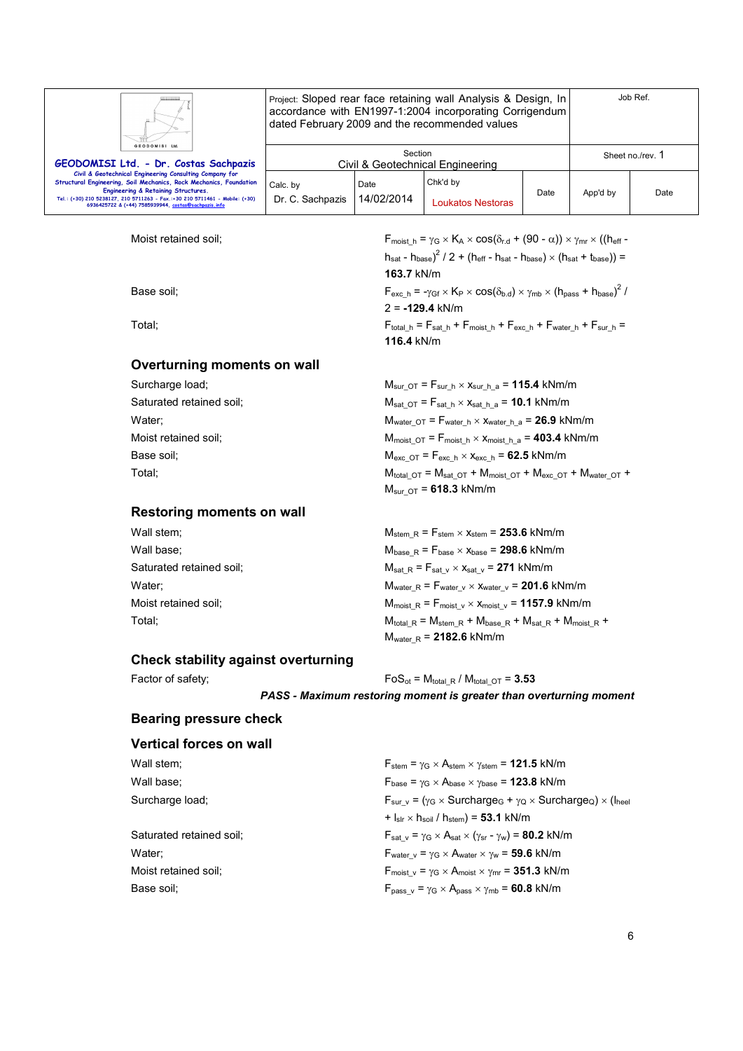Moist retained soil; $F_{moist\_h} = \gamma_G \times K_A \times \cos(\delta_{r.d} + (90 - \alpha)) \times \gamma_{mr} \times ((h_{eff} - h_{sat} - h_{base})^2 / 2 + (h_{eff} - h_{sat} - h_{base}) \times (h_{sat} + t_{base}))$ = **163.7** kN/m

Base soil; $F_{exc\_h} = -\gamma_{Gf} \times K_P \times \cos(\delta_{b.d}) \times \gamma_{mb} \times (h_{pass} + h_{base})^2 / 2$ = **-129.4** kN/m

Total; $F_{total\_h} = F_{sat\_h} + F_{moist\_h} + F_{exc\_h} + F_{water\_h} + F_{sur\_h}$ = **116.4** kN/m

## Overturning moments on wall

Surcharge load; $M_{sur\_OT} = F_{sur\_h} \times x_{sur\_h\_a}$ = **115.4** kNm/m

Saturated retained soil; $M_{sat\_OT} = F_{sat\_h} \times x_{sat\_h\_a}$ = **10.1** kNm/m

Water; $M_{water\_OT} = F_{water\_h} \times x_{water\_h\_a}$ = **26.9** kNm/m

Moist retained soil; $M_{moist\_OT} = F_{moist\_h} \times x_{moist\_h\_a}$ = **403.4** kNm/m

Base soil; $M_{exc\_OT} = F_{exc\_h} \times x_{exc\_h}$ = **62.5** kNm/m

Total; $M_{total\_OT} = M_{sat\_OT} + M_{moist\_OT} + M_{exc\_OT} + M_{water\_OT} + M_{sur\_OT}$ = **618.3** kNm/m

## Restoring moments on wall

Wall stem; $M_{stem\_R} = F_{stem} \times x_{stem}$ = **253.6** kNm/m

Wall base; $M_{base\_R} = F_{base} \times x_{base}$ = **298.6** kNm/m

Saturated retained soil; $M_{sat\_R} = F_{sat\_v} \times x_{sat\_v}$ = **271** kNm/m

Water; $M_{water\_R} = F_{water\_v} \times x_{water\_v}$ = **201.6** kNm/m

Moist retained soil; $M_{moist\_R} = F_{moist\_v} \times x_{moist\_v}$ = **1157.9** kNm/m

Total; $M_{total\_R} = M_{stem\_R} + M_{base\_R} + M_{sat\_R} + M_{moist\_R} + M_{water\_R}$ = **2182.6** kNm/m

## Check stability against overturning

Factor of safety; $FoS_{ot} = M_{total\_R} / M_{total\_OT}$ = **3.53**

***PASS - Maximum restoring moment is greater than overturning moment***

## Bearing pressure check

## Vertical forces on wall

Wall stem; $F_{stem} = \gamma_G \times A_{stem} \times \gamma_{stem}$ = **121.5** kN/m

Wall base; $F_{base} = \gamma_G \times A_{base} \times \gamma_{base}$ = **123.8** kN/m

Surcharge load; $F_{sur\_v} = (\gamma_G \times Surcharge_G + \gamma_Q \times Surcharge_Q) \times (l_{heel} + l_{slr} \times h_{soil} / h_{stem})$ = **53.1** kN/m

Saturated retained soil; $F_{sat\_v} = \gamma_G \times A_{sat} \times (\gamma_{sr} - \gamma_w)$ = **80.2** kN/m

Water; $F_{water\_v} = \gamma_G \times A_{water} \times \gamma_w$ = **59.6** kN/m

Moist retained soil; $F_{moist\_v} = \gamma_G \times A_{moist} \times \gamma_{mr}$ = **351.3** kN/m

Base soil; $F_{pass\_v} = \gamma_G \times A_{pass} \times \gamma_{mb}$ = **60.8** kN/m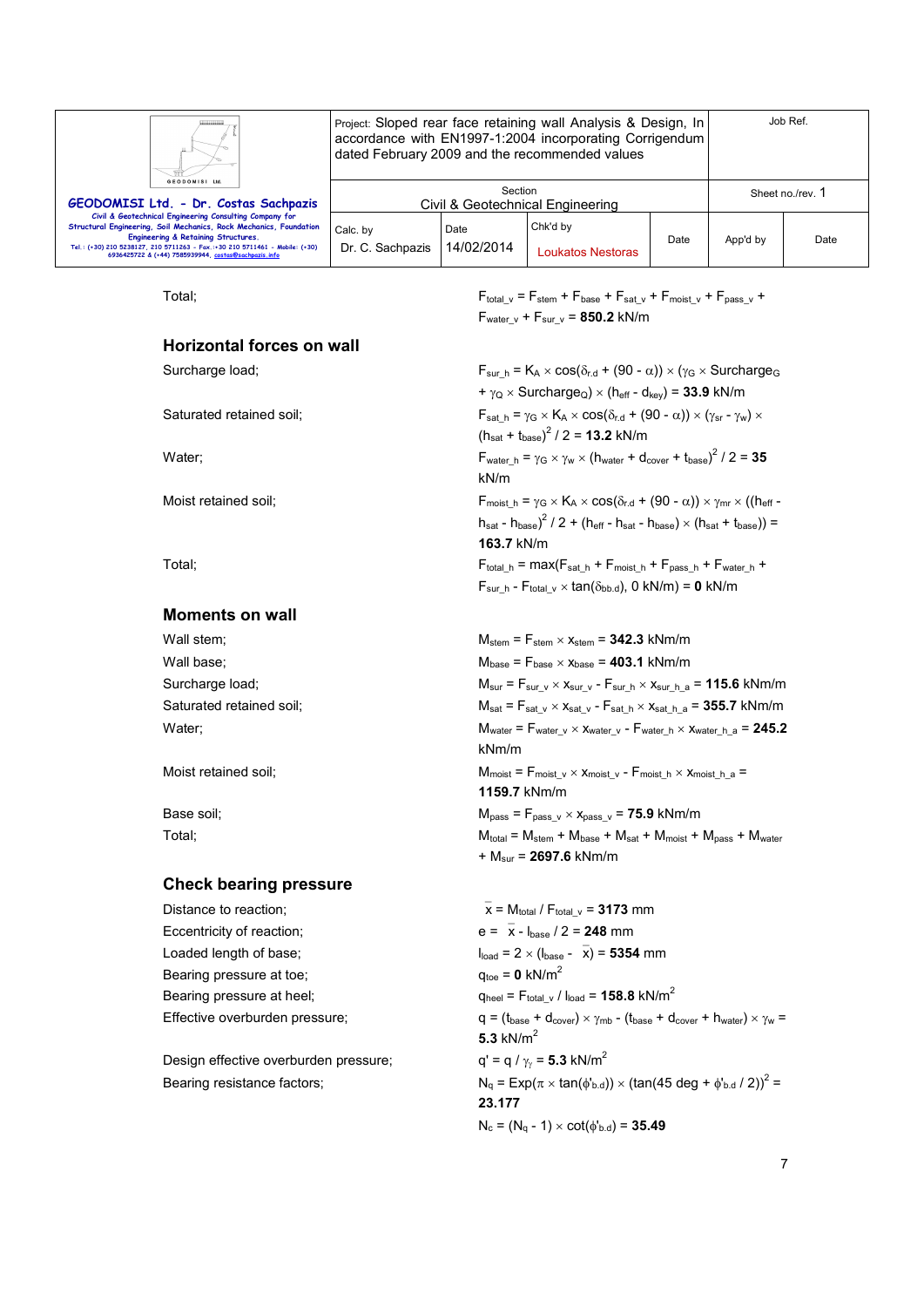Total; $F_{total\_v} = F_{stem} + F_{base} + F_{sat\_v} + F_{moist\_v} + F_{pass\_v} + F_{water\_v} + F_{sur\_v}$ = **850.2** kN/m

## Horizontal forces on wall

Surcharge load; $F_{sur\_h} = K_A \times \cos(\delta_{r.d} + (90 - \alpha)) \times (\gamma_G \times Surcharge_G + \gamma_Q \times Surcharge_Q) \times (h_{eff} - d_{key})$ = **33.9** kN/m

Saturated retained soil; $F_{sat\_h} = \gamma_G \times K_A \times \cos(\delta_{r.d} + (90 - \alpha)) \times (\gamma_{sr} - \gamma_w) \times (h_{sat} + t_{base})^2 / 2$ = **13.2** kN/m

Water; $F_{water\_h} = \gamma_G \times \gamma_w \times (h_{water} + d_{cover} + t_{base})^2 / 2$ = **35** kN/m

Moist retained soil; $F_{moist\_h} = \gamma_G \times K_A \times \cos(\delta_{r.d} + (90 - \alpha)) \times \gamma_{mr} \times ((h_{eff} - h_{sat} - h_{base})^2 / 2 + (h_{eff} - h_{sat} - h_{base}) \times (h_{sat} + t_{base}))$ = **163.7** kN/m

Total; $F_{total\_h} = \max(F_{sat\_h} + F_{moist\_h} + F_{pass\_h} + F_{water\_h} + F_{sur\_h} - F_{total\_v} \times \tan(\delta_{bb.d}), 0 \text{ kN/m})$ = **0** kN/m

## Moments on wall

Wall stem; $M_{stem} = F_{stem} \times x_{stem}$ = **342.3** kNm/m

Wall base; $M_{base} = F_{base} \times x_{base}$ = **403.1** kNm/m

Surcharge load; $M_{sur} = F_{sur\_v} \times x_{sur\_v} - F_{sur\_h} \times x_{sur\_h\_a}$ = **115.6** kNm/m

Saturated retained soil; $M_{sat} = F_{sat\_v} \times x_{sat\_v} - F_{sat\_h} \times x_{sat\_h\_a}$ = **355.7** kNm/m

Water; $M_{water} = F_{water\_v} \times x_{water\_v} - F_{water\_h} \times x_{water\_h\_a}$ = **245.2** kNm/m

Moist retained soil; $M_{moist} = F_{moist\_v} \times x_{moist\_v} - F_{moist\_h} \times x_{moist\_h\_a}$ = **1159.7** kNm/m

Base soil; $M_{pass} = F_{pass\_v} \times x_{pass\_v}$ = **75.9** kNm/m

Total; $M_{total} = M_{stem} + M_{base} + M_{sat} + M_{moist} + M_{pass} + M_{water} + M_{sur}$ = **2697.6** kNm/m

## Check bearing pressure

Distance to reaction; $\bar{x} = M_{total} / F_{total\_v}$ = **3173** mm

Eccentricity of reaction; $e = \bar{x} - l_{base} / 2$ = **248** mm

Loaded length of base; $l_{load} = 2 \times (l_{base} - \bar{x})$ = **5354** mm

Bearing pressure at toe; $q_{toe}$ = **0** kN/m$^2$

Bearing pressure at heel; $q_{heel} = F_{total\_v} / l_{load}$ = **158.8** kN/m$^2$

Effective overburden pressure; $q = (t_{base} + d_{cover}) \times \gamma_{mb} - (t_{base} + d_{cover} + h_{water}) \times \gamma_w$ = **5.3** kN/m$^2$

Design effective overburden pressure; $q' = q / \gamma_\gamma$ = **5.3** kN/m$^2$

Bearing resistance factors; $N_q = \text{Exp}(\pi \times \tan(\phi'_{b.d})) \times (\tan(45 \text{ deg} + \phi'_{b.d} / 2))^2$ = **23.177**

$N_c = (N_q - 1) \times \cot(\phi'_{b.d})$ = **35.49**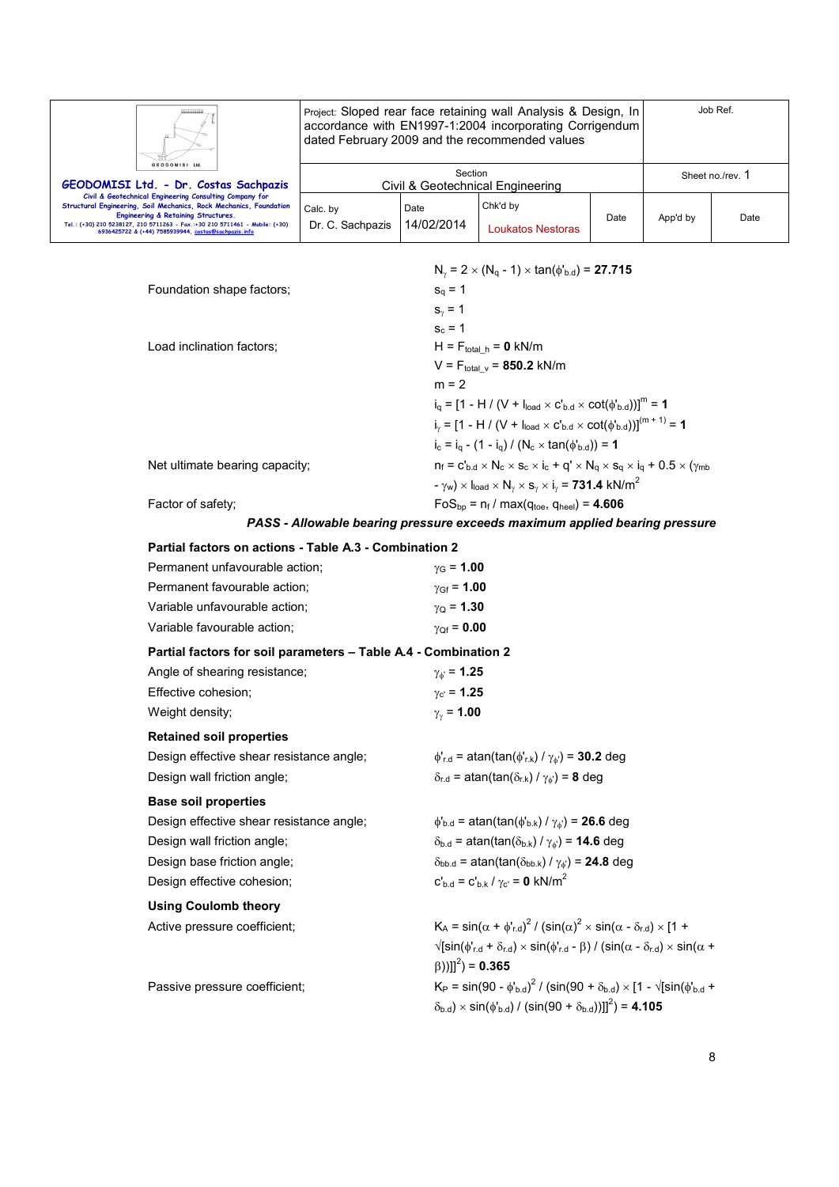$N_\gamma = 2 \times (N_q - 1) \times \tan(\phi'_{b.d}) = \mathbf{27.715}$

Foundation shape factors;

$s_q = 1$

$s_\gamma = 1$

$s_c = 1$

Load inclination factors;

$H = F_{total\_h} = \mathbf{0}$ kN/m

$V = F_{total\_v} = \mathbf{850.2}$ kN/m

$m = 2$

$i_q = [1 - H / (V + l_{load} \times c'_{b.d} \times \cot(\phi'_{b.d}))]^m = \mathbf{1}$

$i_\gamma = [1 - H / (V + l_{load} \times c'_{b.d} \times \cot(\phi'_{b.d}))]^{(m+1)} = \mathbf{1}$

$i_c = i_q - (1 - i_q) / (N_c \times \tan(\phi'_{b.d})) = \mathbf{1}$

Net ultimate bearing capacity;

$n_f = c'_{b.d} \times N_c \times s_c \times i_c + q' \times N_q \times s_q \times i_q + 0.5 \times (\gamma_{mb} - \gamma_w) \times l_{load} \times N_\gamma \times s_\gamma \times i_\gamma = \mathbf{731.4}$ kN/m$^2$

Factor of safety;

$FoS_{bp} = n_f / \max(q_{toe}, q_{heel}) = \mathbf{4.606}$

***PASS - Allowable bearing pressure exceeds maximum applied bearing pressure***

**Partial factors on actions - Table A.3 - Combination 2**

Permanent unfavourable action; $\gamma_G = \mathbf{1.00}$

Permanent favourable action; $\gamma_{Gf} = \mathbf{1.00}$

Variable unfavourable action; $\gamma_Q = \mathbf{1.30}$

Variable favourable action; $\gamma_{Qf} = \mathbf{0.00}$

**Partial factors for soil parameters – Table A.4 - Combination 2**

Angle of shearing resistance; $\gamma_{\phi'} = \mathbf{1.25}$

Effective cohesion; $\gamma_{c'} = \mathbf{1.25}$

Weight density; $\gamma_\gamma = \mathbf{1.00}$

**Retained soil properties**

Design effective shear resistance angle; $\phi'_{r.d} = \text{atan}(\tan(\phi'_{r.k}) / \gamma_{\phi'}) = \mathbf{30.2}$ deg

Design wall friction angle; $\delta_{r.d} = \text{atan}(\tan(\delta_{r.k}) / \gamma_{\phi'}) = \mathbf{8}$ deg

**Base soil properties**

Design effective shear resistance angle; $\phi'_{b.d} = \text{atan}(\tan(\phi'_{b.k}) / \gamma_{\phi'}) = \mathbf{26.6}$ deg

Design wall friction angle; $\delta_{b.d} = \text{atan}(\tan(\delta_{b.k}) / \gamma_{\phi'}) = \mathbf{14.6}$ deg

Design base friction angle; $\delta_{bb.d} = \text{atan}(\tan(\delta_{bb.k}) / \gamma_{\phi'}) = \mathbf{24.8}$ deg

Design effective cohesion; $c'_{b.d} = c'_{b.k} / \gamma_{c'} = \mathbf{0}$ kN/m$^2$

**Using Coulomb theory**

Active pressure coefficient;

$K_A = \sin(\alpha + \phi'_{r.d})^2 / (\sin(\alpha)^2 \times \sin(\alpha - \delta_{r.d}) \times [1 + \sqrt{[\sin(\phi'_{r.d} + \delta_{r.d}) \times \sin(\phi'_{r.d} - \beta) / (\sin(\alpha - \delta_{r.d}) \times \sin(\alpha + \beta))]}]^2) = \mathbf{0.365}$

Passive pressure coefficient;

$K_P = \sin(90 - \phi'_{b.d})^2 / (\sin(90 + \delta_{b.d}) \times [1 - \sqrt{[\sin(\phi'_{b.d} + \delta_{b.d}) \times \sin(\phi'_{b.d}) / (\sin(90 + \delta_{b.d}))]}]^2) = \mathbf{4.105}$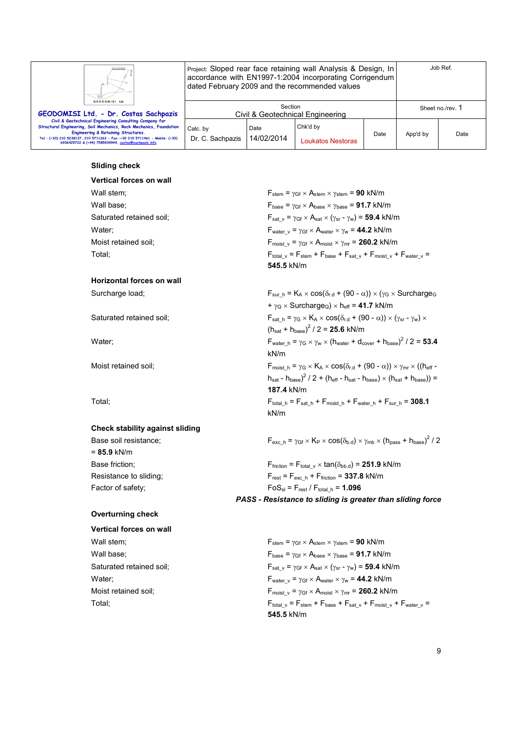### Sliding check

#### Vertical forces on wall

Wall stem; $F_{stem} = \gamma_{Gf} \times A_{stem} \times \gamma_{stem}$ = **90** kN/m

Wall base; $F_{base} = \gamma_{Gf} \times A_{base} \times \gamma_{base}$ = **91.7** kN/m

Saturated retained soil; $F_{sat\_v} = \gamma_{Gf} \times A_{sat} \times (\gamma_{sr} - \gamma_w)$ = **59.4** kN/m

Water; $F_{water\_v} = \gamma_{Gf} \times A_{water} \times \gamma_w$ = **44.2** kN/m

Moist retained soil; $F_{moist\_v} = \gamma_{Gf} \times A_{moist} \times \gamma_{mr}$ = **260.2** kN/m

Total; $F_{total\_v} = F_{stem} + F_{base} + F_{sat\_v} + F_{moist\_v} + F_{water\_v}$ = **545.5** kN/m

#### Horizontal forces on wall

Surcharge load; $F_{sur\_h} = K_A \times \cos(\delta_{r.d} + (90 - \alpha)) \times (\gamma_G \times Surcharge_G + \gamma_Q \times Surcharge_Q) \times h_{eff}$ = **41.7** kN/m

Saturated retained soil; $F_{sat\_h} = \gamma_G \times K_A \times \cos(\delta_{r.d} + (90 - \alpha)) \times (\gamma_{sr} - \gamma_w) \times (h_{sat} + h_{base})^2 / 2$ = **25.6** kN/m

Water; $F_{water\_h} = \gamma_G \times \gamma_w \times (h_{water} + d_{cover} + h_{base})^2 / 2$ = **53.4** kN/m

Moist retained soil; $F_{moist\_h} = \gamma_G \times K_A \times \cos(\delta_{r.d} + (90 - \alpha)) \times \gamma_{mr} \times ((h_{eff} - h_{sat} - h_{base})^2 / 2 + (h_{eff} - h_{sat} - h_{base}) \times (h_{sat} + h_{base}))$ = **187.4** kN/m

Total; $F_{total\_h} = F_{sat\_h} + F_{moist\_h} + F_{water\_h} + F_{sur\_h}$ = **308.1** kN/m

#### Check stability against sliding

Base soil resistance; $F_{exc\_h} = \gamma_{Gf} \times K_P \times \cos(\delta_{b.d}) \times \gamma_{mb} \times (h_{pass} + h_{base})^2 / 2$ = **85.9** kN/m

Base friction; $F_{friction} = F_{total\_v} \times \tan(\delta_{bb.d})$ = **251.9** kN/m

Resistance to sliding; $F_{rest} = F_{exc\_h} + F_{friction}$ = **337.8** kN/m

Factor of safety; $FoS_{sl} = F_{rest} / F_{total\_h}$ = **1.096**

***PASS - Resistance to sliding is greater than sliding force***

### Overturning check

#### Vertical forces on wall

Wall stem; $F_{stem} = \gamma_{Gf} \times A_{stem} \times \gamma_{stem}$ = **90** kN/m

Wall base; $F_{base} = \gamma_{Gf} \times A_{base} \times \gamma_{base}$ = **91.7** kN/m

Saturated retained soil; $F_{sat\_v} = \gamma_{Gf} \times A_{sat} \times (\gamma_{sr} - \gamma_w)$ = **59.4** kN/m

Water; $F_{water\_v} = \gamma_{Gf} \times A_{water} \times \gamma_w$ = **44.2** kN/m

Moist retained soil; $F_{moist\_v} = \gamma_{Gf} \times A_{moist} \times \gamma_{mr}$ = **260.2** kN/m

Total; $F_{total\_v} = F_{stem} + F_{base} + F_{sat\_v} + F_{moist\_v} + F_{water\_v}$ = **545.5** kN/m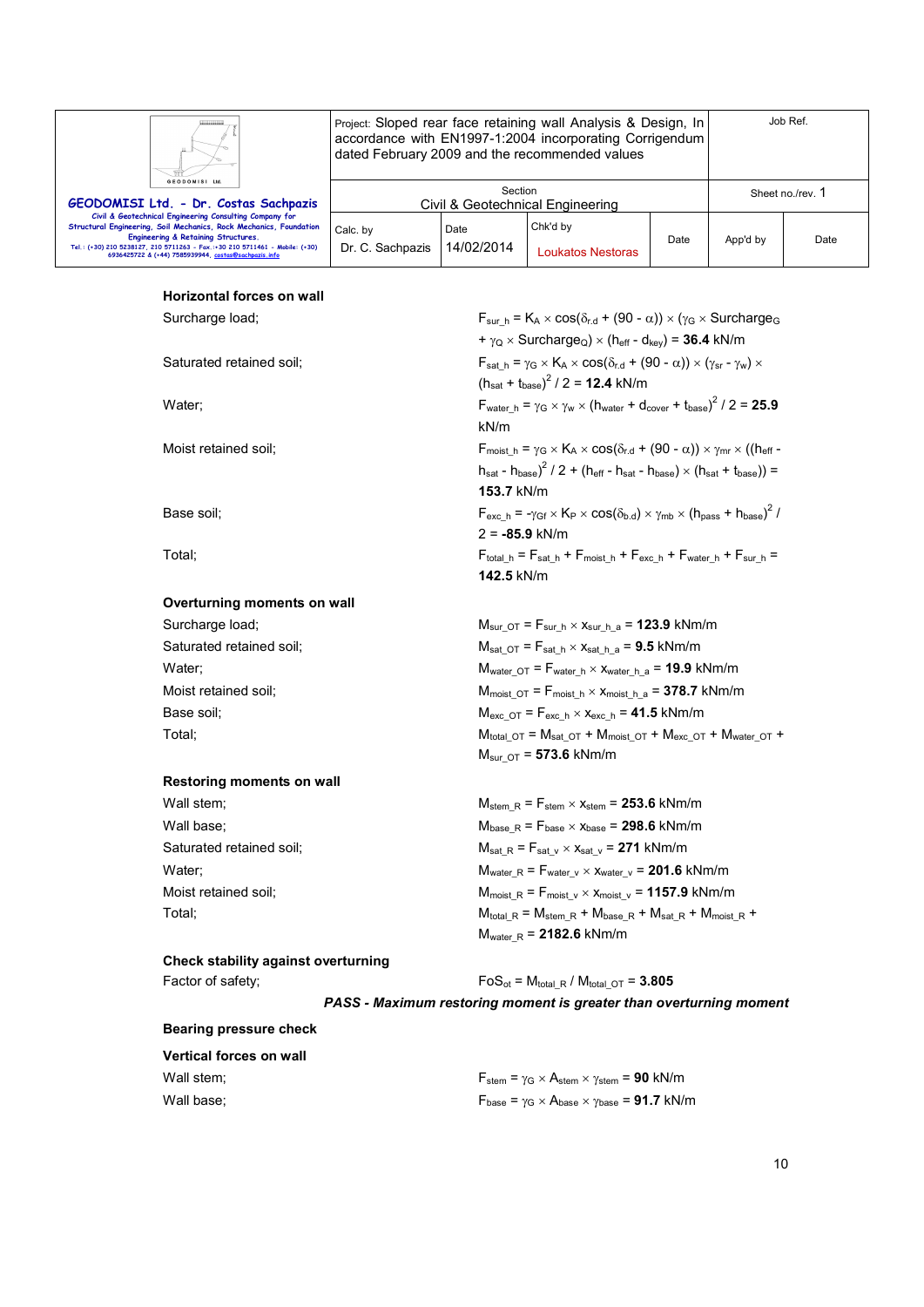### Horizontal forces on wall

Surcharge load; $F_{sur\_h} = K_A \times \cos(\delta_{r.d} + (90 - \alpha)) \times (\gamma_G \times \text{Surcharge}_G + \gamma_Q \times \text{Surcharge}_Q) \times (h_{eff} - d_{key})$ = **36.4** kN/m

Saturated retained soil; $F_{sat\_h} = \gamma_G \times K_A \times \cos(\delta_{r.d} + (90 - \alpha)) \times (\gamma_{sr} - \gamma_w) \times (h_{sat} + t_{base})^2 / 2$ = **12.4** kN/m

Water; $F_{water\_h} = \gamma_G \times \gamma_w \times (h_{water} + d_{cover} + t_{base})^2 / 2$ = **25.9** kN/m

Moist retained soil; $F_{moist\_h} = \gamma_G \times K_A \times \cos(\delta_{r.d} + (90 - \alpha)) \times \gamma_{mr} \times ((h_{eff} - h_{sat} - h_{base})^2 / 2 + (h_{eff} - h_{sat} - h_{base}) \times (h_{sat} + t_{base}))$ = **153.7** kN/m

Base soil; $F_{exc\_h} = -\gamma_{Gf} \times K_P \times \cos(\delta_{b.d}) \times \gamma_{mb} \times (h_{pass} + h_{base})^2 / 2$ = **-85.9** kN/m

Total; $F_{total\_h} = F_{sat\_h} + F_{moist\_h} + F_{exc\_h} + F_{water\_h} + F_{sur\_h}$ = **142.5** kN/m

### Overturning moments on wall

Surcharge load; $M_{sur\_OT} = F_{sur\_h} \times x_{sur\_h\_a}$ = **123.9** kNm/m

Saturated retained soil; $M_{sat\_OT} = F_{sat\_h} \times x_{sat\_h\_a}$ = **9.5** kNm/m

Water; $M_{water\_OT} = F_{water\_h} \times x_{water\_h\_a}$ = **19.9** kNm/m

Moist retained soil; $M_{moist\_OT} = F_{moist\_h} \times x_{moist\_h\_a}$ = **378.7** kNm/m

Base soil; $M_{exc\_OT} = F_{exc\_h} \times x_{exc\_h}$ = **41.5** kNm/m

Total; $M_{total\_OT} = M_{sat\_OT} + M_{moist\_OT} + M_{exc\_OT} + M_{water\_OT} + M_{sur\_OT}$ = **573.6** kNm/m

### Restoring moments on wall

Wall stem; $M_{stem\_R} = F_{stem} \times x_{stem}$ = **253.6** kNm/m

Wall base; $M_{base\_R} = F_{base} \times x_{base}$ = **298.6** kNm/m

Saturated retained soil; $M_{sat\_R} = F_{sat\_v} \times x_{sat\_v}$ = **271** kNm/m

Water; $M_{water\_R} = F_{water\_v} \times x_{water\_v}$ = **201.6** kNm/m

Moist retained soil; $M_{moist\_R} = F_{moist\_v} \times x_{moist\_v}$ = **1157.9** kNm/m

Total; $M_{total\_R} = M_{stem\_R} + M_{base\_R} + M_{sat\_R} + M_{moist\_R} + M_{water\_R}$ = **2182.6** kNm/m

### Check stability against overturning

Factor of safety; $FoS_{ot} = M_{total\_R} / M_{total\_OT}$ = **3.805**

***PASS - Maximum restoring moment is greater than overturning moment***

### Bearing pressure check

### Vertical forces on wall

Wall stem; $F_{stem} = \gamma_G \times A_{stem} \times \gamma_{stem}$ = **90** kN/m

Wall base; $F_{base} = \gamma_G \times A_{base} \times \gamma_{base}$ = **91.7** kN/m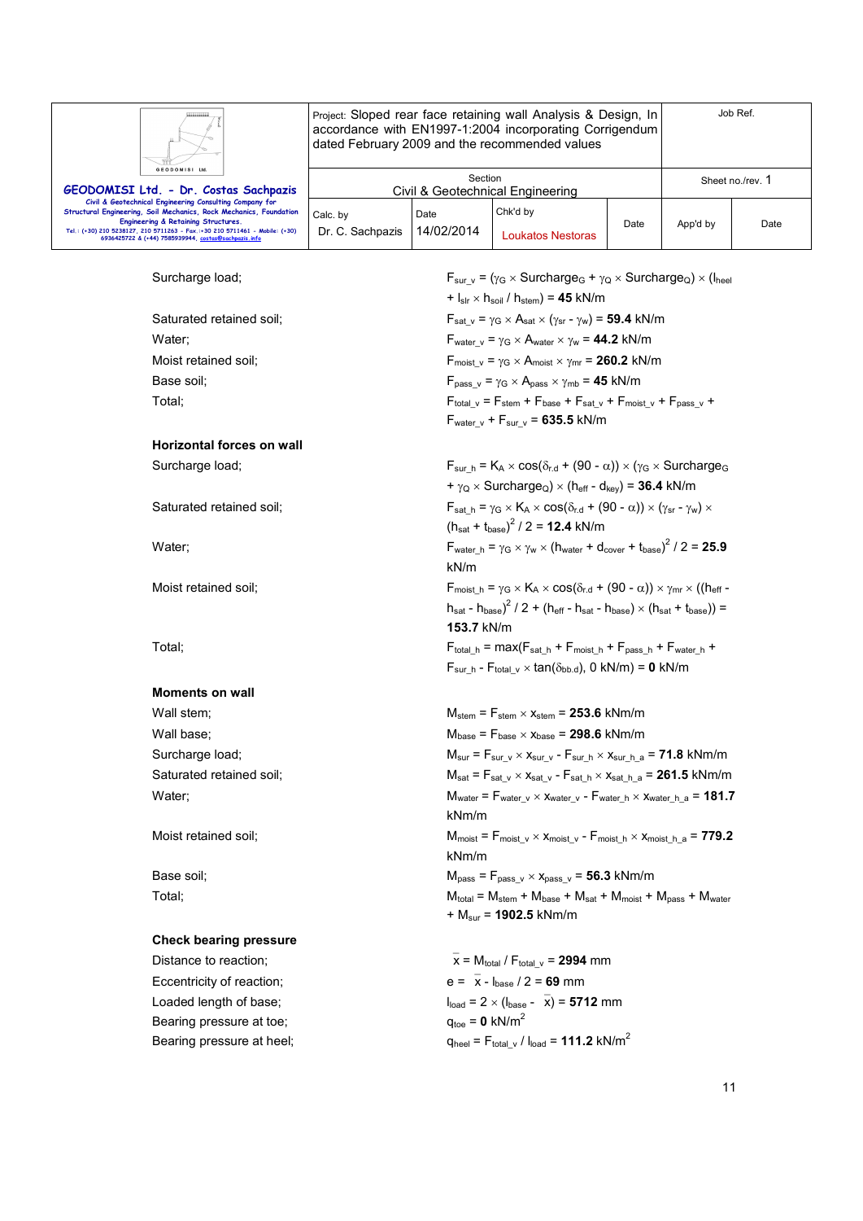Surcharge load; $F_{sur\_v} = (\gamma_G \times Surcharge_G + \gamma_Q \times Surcharge_Q) \times (l_{heel} + l_{slr} \times h_{soil} / h_{stem})$ = **45** kN/m

Saturated retained soil; $F_{sat\_v} = \gamma_G \times A_{sat} \times (\gamma_{sr} - \gamma_w)$ = **59.4** kN/m

Water; $F_{water\_v} = \gamma_G \times A_{water} \times \gamma_w$ = **44.2** kN/m

Moist retained soil; $F_{moist\_v} = \gamma_G \times A_{moist} \times \gamma_{mr}$ = **260.2** kN/m

Base soil; $F_{pass\_v} = \gamma_G \times A_{pass} \times \gamma_{mb}$ = **45** kN/m

Total; $F_{total\_v} = F_{stem} + F_{base} + F_{sat\_v} + F_{moist\_v} + F_{pass\_v} + F_{water\_v} + F_{sur\_v}$ = **635.5** kN/m

**Horizontal forces on wall**

Surcharge load; $F_{sur\_h} = K_A \times \cos(\delta_{r.d} + (90 - \alpha)) \times (\gamma_G \times Surcharge_G + \gamma_Q \times Surcharge_Q) \times (h_{eff} - d_{key})$ = **36.4** kN/m

Saturated retained soil; $F_{sat\_h} = \gamma_G \times K_A \times \cos(\delta_{r.d} + (90 - \alpha)) \times (\gamma_{sr} - \gamma_w) \times (h_{sat} + t_{base})^2 / 2$ = **12.4** kN/m

Water; $F_{water\_h} = \gamma_G \times \gamma_w \times (h_{water} + d_{cover} + t_{base})^2 / 2$ = **25.9** kN/m

Moist retained soil; $F_{moist\_h} = \gamma_G \times K_A \times \cos(\delta_{r.d} + (90 - \alpha)) \times \gamma_{mr} \times ((h_{eff} - h_{sat} - h_{base})^2 / 2 + (h_{eff} - h_{sat} - h_{base}) \times (h_{sat} + t_{base}))$ = **153.7** kN/m

Total; $F_{total\_h} = \max(F_{sat\_h} + F_{moist\_h} + F_{pass\_h} + F_{water\_h} + F_{sur\_h} - F_{total\_v} \times \tan(\delta_{bb.d}), 0 \text{ kN/m})$ = **0** kN/m

**Moments on wall**

Wall stem; $M_{stem} = F_{stem} \times x_{stem}$ = **253.6** kNm/m

Wall base; $M_{base} = F_{base} \times x_{base}$ = **298.6** kNm/m

Surcharge load; $M_{sur} = F_{sur\_v} \times x_{sur\_v} - F_{sur\_h} \times x_{sur\_h\_a}$ = **71.8** kNm/m

Saturated retained soil; $M_{sat} = F_{sat\_v} \times x_{sat\_v} - F_{sat\_h} \times x_{sat\_h\_a}$ = **261.5** kNm/m

Water; $M_{water} = F_{water\_v} \times x_{water\_v} - F_{water\_h} \times x_{water\_h\_a}$ = **181.7** kNm/m

Moist retained soil; $M_{moist} = F_{moist\_v} \times x_{moist\_v} - F_{moist\_h} \times x_{moist\_h\_a}$ = **779.2** kNm/m

Base soil; $M_{pass} = F_{pass\_v} \times x_{pass\_v}$ = **56.3** kNm/m

Total; $M_{total} = M_{stem} + M_{base} + M_{sat} + M_{moist} + M_{pass} + M_{water} + M_{sur}$ = **1902.5** kNm/m

**Check bearing pressure**

Distance to reaction; $\bar{x} = M_{total} / F_{total\_v}$ = **2994** mm

Eccentricity of reaction; $e = \bar{x} - l_{base} / 2$ = **69** mm

Loaded length of base; $l_{load} = 2 \times (l_{base} - \bar{x})$ = **5712** mm

Bearing pressure at toe; $q_{toe}$ = **0** kN/m$^2$

Bearing pressure at heel; $q_{heel} = F_{total\_v} / l_{load}$ = **111.2** kN/m$^2$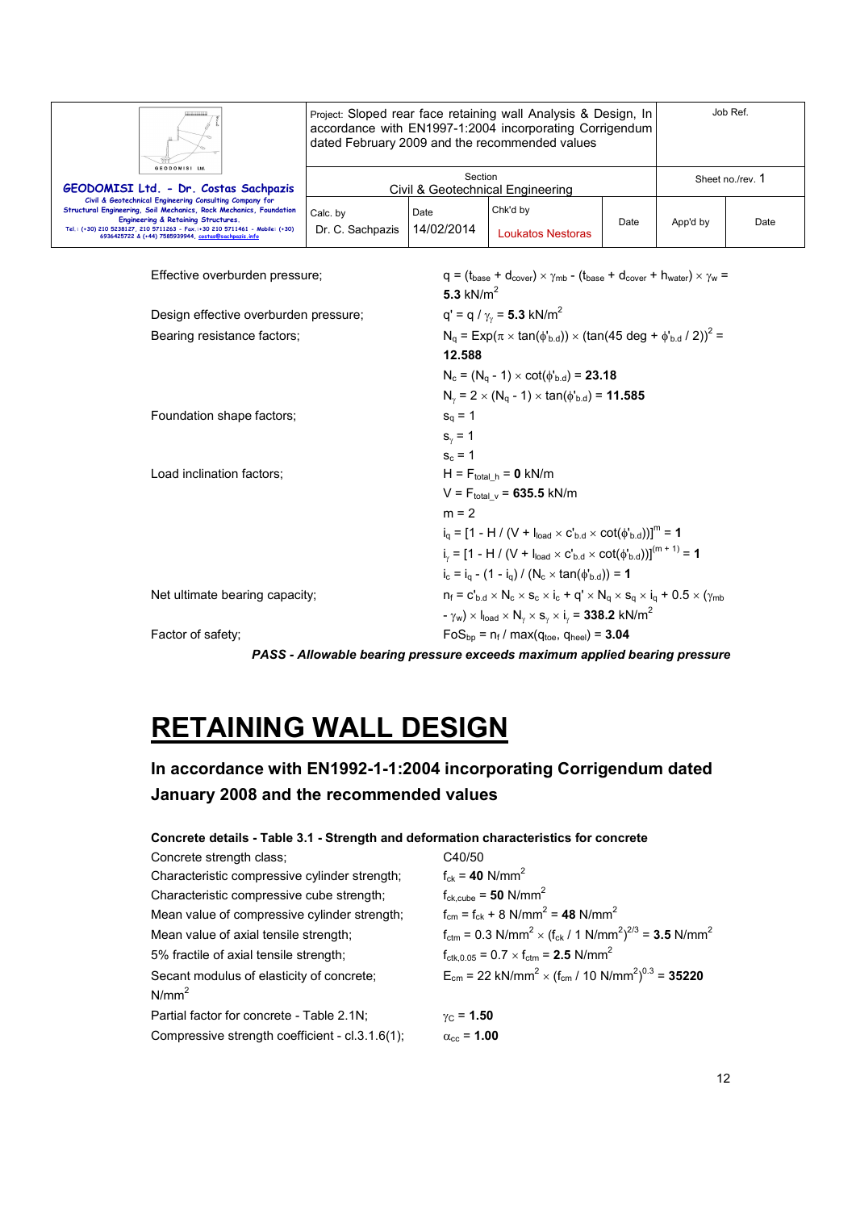Effective overburden pressure; $q = (t_{base} + d_{cover}) \times \gamma_{mb} - (t_{base} + d_{cover} + h_{water}) \times \gamma_w =$ **5.3** kN/m$^2$

Design effective overburden pressure; $q' = q / \gamma_\gamma =$ **5.3** kN/m$^2$

Bearing resistance factors; $N_q = Exp(\pi \times \tan(\phi'_{b.d})) \times (\tan(45 \text{ deg} + \phi'_{b.d} / 2))^2 =$ **12.588**

$N_c = (N_q - 1) \times \cot(\phi'_{b.d}) =$ **23.18**

$N_\gamma = 2 \times (N_q - 1) \times \tan(\phi'_{b.d}) =$ **11.585**

Foundation shape factors; $s_q = 1$

$s_\gamma = 1$

$s_c = 1$

Load inclination factors; $H = F_{total\_h} =$ **0** kN/m

$V = F_{total\_v} =$ **635.5** kN/m

$m = 2$

$i_q = [1 - H / (V + l_{load} \times c'_{b.d} \times \cot(\phi'_{b.d}))]^m =$ **1**

$i_\gamma = [1 - H / (V + l_{load} \times c'_{b.d} \times \cot(\phi'_{b.d}))]^{(m + 1)} =$ **1**

$i_c = i_q - (1 - i_q) / (N_c \times \tan(\phi'_{b.d})) =$ **1**

Net ultimate bearing capacity; $n_f = c'_{b.d} \times N_c \times s_c \times i_c + q' \times N_q \times s_q \times i_q + 0.5 \times (\gamma_{mb} - \gamma_w) \times l_{load} \times N_\gamma \times s_\gamma \times i_\gamma =$ **338.2** kN/m$^2$

Factor of safety; $FoS_{bp} = n_f / \max(q_{toe}, q_{heel}) =$ **3.04**

***PASS - Allowable bearing pressure exceeds maximum applied bearing pressure***

# RETAINING WALL DESIGN

## In accordance with EN1992-1-1:2004 incorporating Corrigendum dated January 2008 and the recommended values

**Concrete details - Table 3.1 - Strength and deformation characteristics for concrete**

Concrete strength class; C40/50

Characteristic compressive cylinder strength; $f_{ck} =$ **40** N/mm$^2$

Characteristic compressive cube strength; $f_{ck,cube} =$ **50** N/mm$^2$

Mean value of compressive cylinder strength; $f_{cm} = f_{ck} + 8$ N/mm$^2$ = **48** N/mm$^2$

Mean value of axial tensile strength; $f_{ctm} = 0.3$ N/mm$^2$ $\times (f_{ck} / 1 \text{ N/mm}^2)^{2/3} =$ **3.5** N/mm$^2$

5% fractile of axial tensile strength; $f_{ctk,0.05} = 0.7 \times f_{ctm} =$ **2.5** N/mm$^2$

Secant modulus of elasticity of concrete; N/mm$^2$ $E_{cm} = 22$ kN/mm$^2$ $\times (f_{cm} / 10 \text{ N/mm}^2)^{0.3} =$ **35220**

Partial factor for concrete - Table 2.1N; $\gamma_C =$ **1.50**

Compressive strength coefficient - cl.3.1.6(1); $\alpha_{cc} =$ **1.00**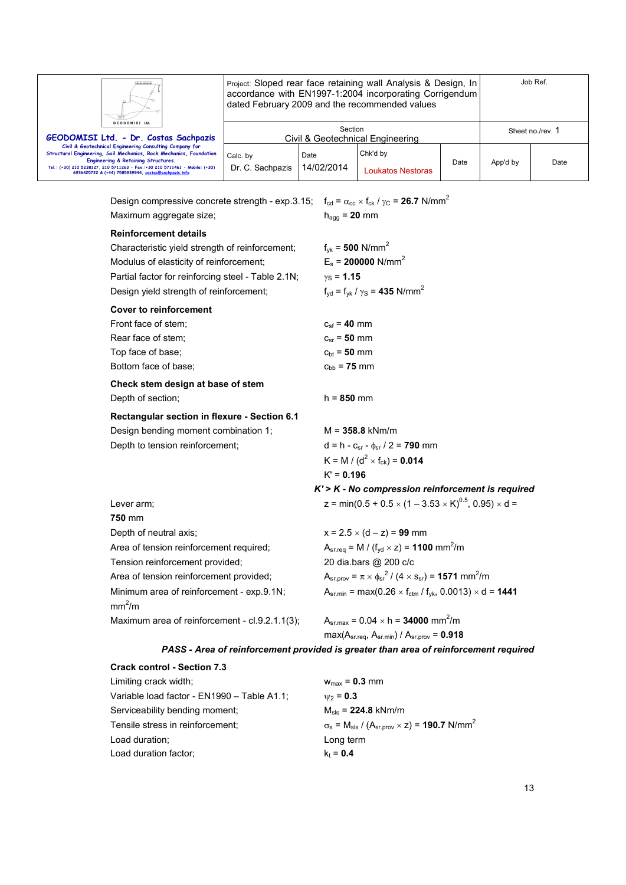| GEODOMISI Ltd. - Dr. Costas Sachpazis<br>Civil & Geotechnical Engineering Consulting Company for Structural Engineering, Soil Mechanics, Rock Mechanics, Foundation Engineering & Retaining Structures.<br>Tel.: (+30) 210 5238127, 210 5711263 - Fax.:+30 210 5711461 - Mobile: (+30) 6936425722 & (+44) 7585939944, costas@sachpazis.info | Project: Sloped rear face retaining wall Analysis & Design, In accordance with EN1997-1:2004 incorporating Corrigendum dated February 2009 and the recommended values | | | Job Ref. | |
|---|---|---|---|---|---|
| | Section<br>Civil & Geotechnical Engineering | | | Sheet no./rev. 1 | |
| | Calc. by<br>Dr. C. Sachpazis | Date<br>14/02/2014 | Chk'd by<br>Loukatos Nestoras | Date | App'd by | Date |

Design compressive concrete strength - exp.3.15; $f_{cd} = \alpha_{cc} \times f_{ck} / \gamma_C$ = **26.7** N/mm$^2$

Maximum aggregate size; $h_{agg}$ = **20** mm

**Reinforcement details**

Characteristic yield strength of reinforcement; $f_{yk}$ = **500** N/mm$^2$

Modulus of elasticity of reinforcement; $E_s$ = **200000** N/mm$^2$

Partial factor for reinforcing steel - Table 2.1N; $\gamma_S$ = **1.15**

Design yield strength of reinforcement; $f_{yd} = f_{yk} / \gamma_S$ = **435** N/mm$^2$

**Cover to reinforcement**

Front face of stem; $c_{sf}$ = **40** mm

Rear face of stem; $c_{sr}$ = **50** mm

Top face of base; $c_{bt}$ = **50** mm

Bottom face of base; $c_{bb}$ = **75** mm

**Check stem design at base of stem**

Depth of section; h = **850** mm

**Rectangular section in flexure - Section 6.1**

Design bending moment combination 1; M = **358.8** kNm/m

Depth to tension reinforcement; $d = h - c_{sr} - \phi_{sr} / 2$ = **790** mm

$K = M / (d^2 \times f_{ck})$ = **0.014**

K' = **0.196**

***K' > K - No compression reinforcement is required***

Lever arm; $z = \min(0.5 + 0.5 \times (1 – 3.53 \times K)^{0.5}, 0.95) \times d$ = **750** mm

Depth of neutral axis; $x = 2.5 \times (d – z)$ = **99** mm

Area of tension reinforcement required; $A_{sr.req} = M / (f_{yd} \times z)$ = **1100** mm$^2$/m

Tension reinforcement provided; 20 dia.bars @ 200 c/c

Area of tension reinforcement provided; $A_{sr.prov} = \pi \times \phi_{sr}^2 / (4 \times s_{sr})$ = **1571** mm$^2$/m

Minimum area of reinforcement - exp.9.1N; $A_{sr.min} = \max(0.26 \times f_{ctm} / f_{yk}, 0.0013) \times d$ = **1441** mm$^2$/m

Maximum area of reinforcement - cl.9.2.1.1(3); $A_{sr.max} = 0.04 \times h$ = **34000** mm$^2$/m

$\max(A_{sr.req}, A_{sr.min}) / A_{sr.prov}$ = **0.918**

***PASS - Area of reinforcement provided is greater than area of reinforcement required***

**Crack control - Section 7.3**

Limiting crack width; $w_{max}$ = **0.3** mm

Variable load factor - EN1990 – Table A1.1; $\psi_2$ = **0.3**

Serviceability bending moment; $M_{sls}$ = **224.8** kNm/m

Tensile stress in reinforcement; $\sigma_s = M_{sls} / (A_{sr.prov} \times z)$ = **190.7** N/mm$^2$

Load duration; Long term

Load duration factor; $k_t$ = **0.4**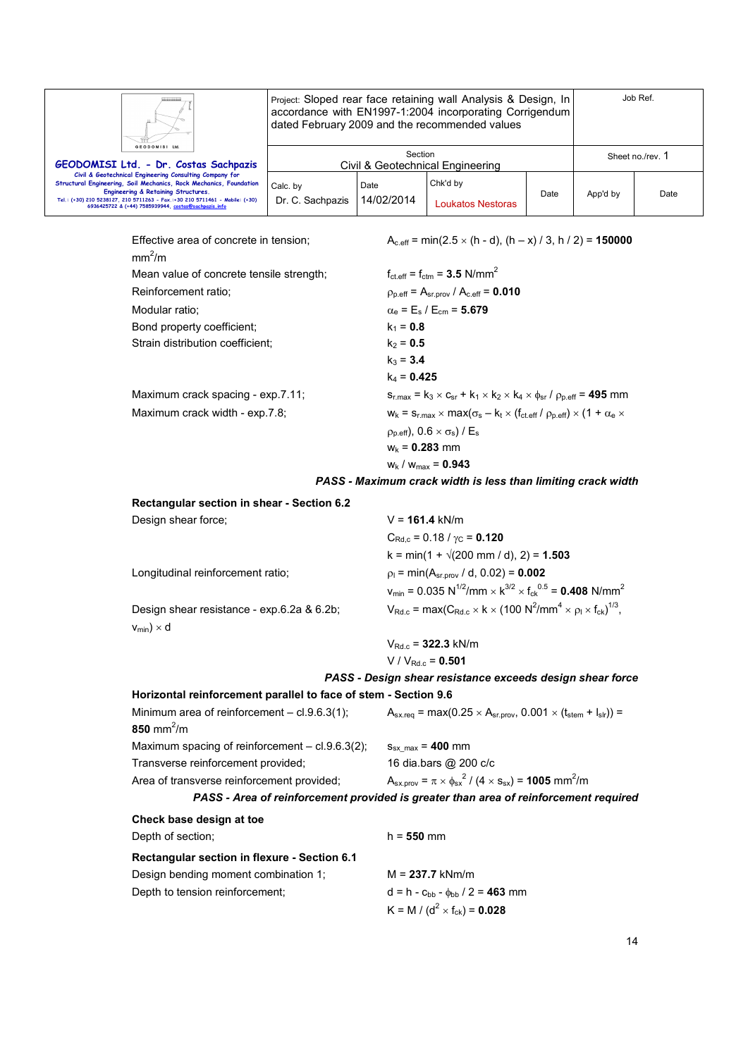Effective area of concrete in tension; $A_{c.eff} = \min(2.5 \times (h - d), (h – x) / 3, h / 2) =$ **150000** $mm^2/m$

Mean value of concrete tensile strength; $f_{ct.eff} = f_{ctm} =$ **3.5** $N/mm^2$

Reinforcement ratio; $\rho_{p.eff} = A_{sr.prov} / A_{c.eff} =$ **0.010**

Modular ratio; $\alpha_e = E_s / E_{cm} =$ **5.679**

Bond property coefficient; $k_1 =$ **0.8**

Strain distribution coefficient; $k_2 =$ **0.5**

$k_3 =$ **3.4**

$k_4 =$ **0.425**

Maximum crack spacing - exp.7.11; $s_{r.max} = k_3 \times c_{sr} + k_1 \times k_2 \times k_4 \times \phi_{sr} / \rho_{p.eff} =$ **495** mm

Maximum crack width - exp.7.8; $w_k = s_{r.max} \times \max(\sigma_s – k_t \times (f_{ct.eff} / \rho_{p.eff}) \times (1 + \alpha_e \times \rho_{p.eff}), 0.6 \times \sigma_s) / E_s$

$w_k =$ **0.283** mm

$w_k / w_{max} =$ **0.943**

***PASS - Maximum crack width is less than limiting crack width***

**Rectangular section in shear - Section 6.2**

Design shear force; $V =$ **161.4** kN/m

$C_{Rd,c} = 0.18 / \gamma_C =$ **0.120**

$k = \min(1 + \sqrt{(200 \text{ mm} / d)}, 2) =$ **1.503**

Longitudinal reinforcement ratio; $\rho_l = \min(A_{sr.prov} / d, 0.02) =$ **0.002**

$v_{min} = 0.035 \text{ N}^{1/2}/\text{mm} \times k^{3/2} \times f_{ck}^{0.5} =$ **0.408** $N/mm^2$

Design shear resistance - exp.6.2a & 6.2b; $V_{Rd.c} = \max(C_{Rd.c} \times k \times (100 \text{ N}^2/\text{mm}^4 \times \rho_l \times f_{ck})^{1/3}, v_{min}) \times d$

$V_{Rd.c} =$ **322.3** kN/m

$V / V_{Rd.c} =$ **0.501**

***PASS - Design shear resistance exceeds design shear force***

**Horizontal reinforcement parallel to face of stem - Section 9.6**

Minimum area of reinforcement – cl.9.6.3(1); $A_{sx.req} = \max(0.25 \times A_{sr.prov}, 0.001 \times (t_{stem} + l_{sl})) =$ **850** $mm^2/m$

Maximum spacing of reinforcement – cl.9.6.3(2); $s_{sx\_max} =$ **400** mm

Transverse reinforcement provided; 16 dia.bars @ 200 c/c

Area of transverse reinforcement provided; $A_{sx.prov} = \pi \times \phi_{sx}^2 / (4 \times s_{sx}) =$ **1005** $mm^2/m$

***PASS - Area of reinforcement provided is greater than area of reinforcement required***

**Check base design at toe**

Depth of section; $h =$ **550** mm

**Rectangular section in flexure - Section 6.1**

Design bending moment combination 1; $M =$ **237.7** kNm/m

Depth to tension reinforcement; $d = h - c_{bb} - \phi_{bb} / 2 =$ **463** mm

$K = M / (d^2 \times f_{ck}) =$ **0.028**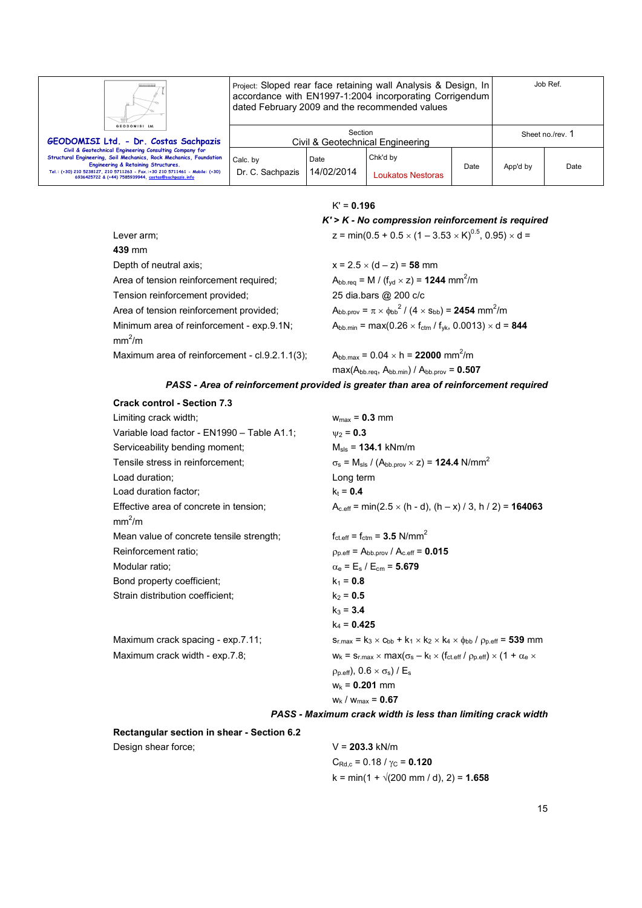$K' = \mathbf{0.196}$

***K' > K - No compression reinforcement is required***

Lever arm; $z = \min(0.5 + 0.5 \times (1 - 3.53 \times K)^{0.5}, 0.95) \times d$ = **439** mm

Depth of neutral axis; $x = 2.5 \times (d - z)$ = **58** mm

Area of tension reinforcement required; $A_{bb.req} = M / (f_{yd} \times z)$ = **1244** mm$^2$/m

Tension reinforcement provided; 25 dia.bars @ 200 c/c

Area of tension reinforcement provided; $A_{bb.prov} = \pi \times \phi_{bb}^2 / (4 \times s_{bb})$ = **2454** mm$^2$/m

Minimum area of reinforcement - exp.9.1N; $A_{bb.min} = \max(0.26 \times f_{ctm} / f_{yk}, 0.0013) \times d$ = **844** mm$^2$/m

Maximum area of reinforcement - cl.9.2.1.1(3); $A_{bb.max} = 0.04 \times h$ = **22000** mm$^2$/m

$\max(A_{bb.req}, A_{bb.min}) / A_{bb.prov}$ = **0.507**

***PASS - Area of reinforcement provided is greater than area of reinforcement required***

**Crack control - Section 7.3**

Limiting crack width; $w_{max}$ = **0.3** mm

Variable load factor - EN1990 – Table A1.1; $\psi_2$ = **0.3**

Serviceability bending moment; $M_{sls}$ = **134.1** kNm/m

Tensile stress in reinforcement; $\sigma_s = M_{sls} / (A_{bb.prov} \times z)$ = **124.4** N/mm$^2$

Load duration; Long term

Load duration factor; $k_t$ = **0.4**

Effective area of concrete in tension; $A_{c.eff} = \min(2.5 \times (h - d), (h – x) / 3, h / 2)$ = **164063** mm$^2$/m

Mean value of concrete tensile strength; $f_{ct.eff} = f_{ctm}$ = **3.5** N/mm$^2$

Reinforcement ratio; $\rho_{p.eff} = A_{bb.prov} / A_{c.eff}$ = **0.015**

Modular ratio; $\alpha_e = E_s / E_{cm}$ = **5.679**

Bond property coefficient; $k_1$ = **0.8**

Strain distribution coefficient; $k_2$ = **0.5**

$k_3$ = **3.4**

$k_4$ = **0.425**

Maximum crack spacing - exp.7.11; $s_{r.max} = k_3 \times c_{bb} + k_1 \times k_2 \times k_4 \times \phi_{bb} / \rho_{p.eff}$ = **539** mm

Maximum crack width - exp.7.8; $w_k = s_{r.max} \times \max(\sigma_s – k_t \times (f_{ct.eff} / \rho_{p.eff}) \times (1 + \alpha_e \times \rho_{p.eff}), 0.6 \times \sigma_s) / E_s$

$w_k$ = **0.201** mm

$w_k / w_{max}$ = **0.67**

***PASS - Maximum crack width is less than limiting crack width***

**Rectangular section in shear - Section 6.2**

Design shear force; V = **203.3** kN/m

$C_{Rd,c} = 0.18 / \gamma_C$ = **0.120**

$k = \min(1 + \sqrt{(200 \text{ mm} / d)}, 2)$ = **1.658**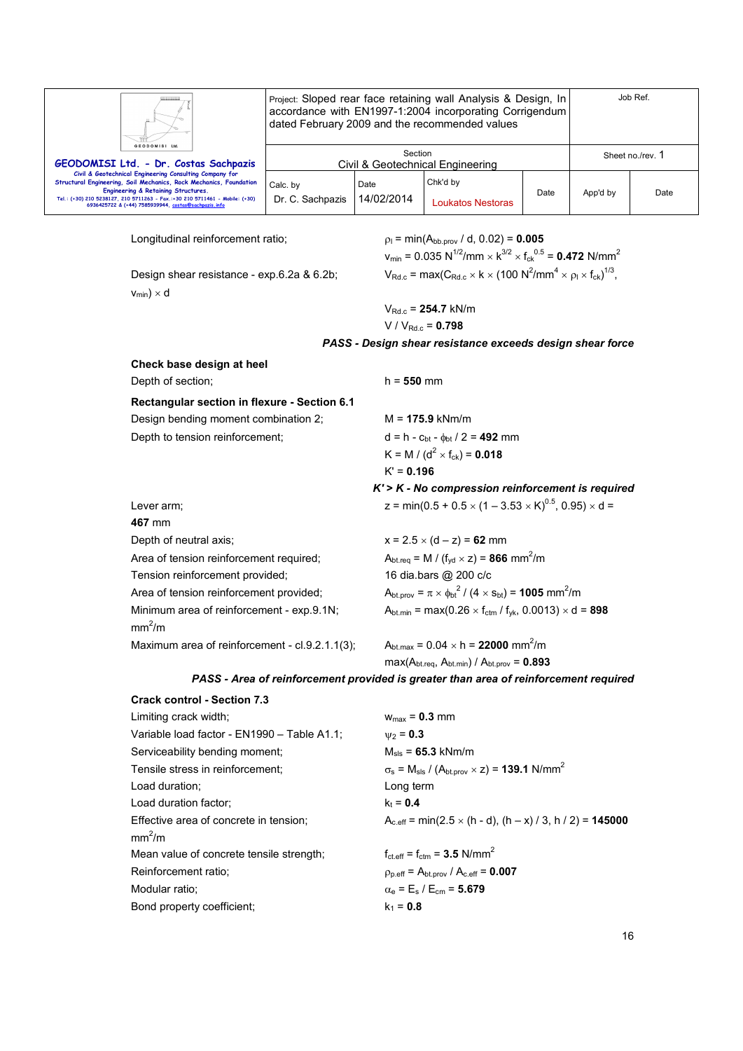Longitudinal reinforcement ratio; $\rho_l = \min(A_{bb.prov} / d, 0.02) = \mathbf{0.005}$

$v_{min} = 0.035\ N^{1/2}/mm \times k^{3/2} \times f_{ck}^{0.5} = \mathbf{0.472}\ N/mm^2$

Design shear resistance - exp.6.2a & 6.2b; $V_{Rd.c} = \max(C_{Rd.c} \times k \times (100\ N^2/mm^4 \times \rho_l \times f_{ck})^{1/3}, v_{min}) \times d$

$V_{Rd.c} = \mathbf{254.7}\ kN/m$

$V / V_{Rd.c} = \mathbf{0.798}$

***PASS - Design shear resistance exceeds design shear force***

**Check base design at heel**

Depth of section; $h = \mathbf{550}$ mm

**Rectangular section in flexure - Section 6.1**

Design bending moment combination 2; $M = \mathbf{175.9}$ kNm/m

Depth to tension reinforcement; $d = h - c_{bt} - \phi_{bt} / 2 = \mathbf{492}$ mm

$K = M / (d^2 \times f_{ck}) = \mathbf{0.018}$

$K' = \mathbf{0.196}$

***K' > K - No compression reinforcement is required***

Lever arm; $z = \min(0.5 + 0.5 \times (1 - 3.53 \times K)^{0.5}, 0.95) \times d =$ **467** mm

Depth of neutral axis; $x = 2.5 \times (d - z) = \mathbf{62}$ mm

Area of tension reinforcement required; $A_{bt.req} = M / (f_{yd} \times z) = \mathbf{866}\ mm^2/m$

Tension reinforcement provided; 16 dia.bars @ 200 c/c

Area of tension reinforcement provided; $A_{bt.prov} = \pi \times \phi_{bt}^2 / (4 \times s_{bt}) = \mathbf{1005}\ mm^2/m$

Minimum area of reinforcement - exp.9.1N; $A_{bt.min} = \max(0.26 \times f_{ctm} / f_{yk}, 0.0013) \times d = \mathbf{898}\ mm^2/m$

Maximum area of reinforcement - cl.9.2.1.1(3); $A_{bt.max} = 0.04 \times h = \mathbf{22000}\ mm^2/m$

$\max(A_{bt.req}, A_{bt.min}) / A_{bt.prov} = \mathbf{0.893}$

***PASS - Area of reinforcement provided is greater than area of reinforcement required***

**Crack control - Section 7.3**

Limiting crack width; $w_{max} = \mathbf{0.3}$ mm

Variable load factor - EN1990 – Table A1.1; $\psi_2 = \mathbf{0.3}$

Serviceability bending moment; $M_{sls} = \mathbf{65.3}$ kNm/m

Tensile stress in reinforcement; $\sigma_s = M_{sls} / (A_{bt.prov} \times z) = \mathbf{139.1}\ N/mm^2$

Load duration; Long term

Load duration factor; $k_t = \mathbf{0.4}$

Effective area of concrete in tension; $A_{c.eff} = \min(2.5 \times (h - d), (h - x) / 3, h / 2) = \mathbf{145000}\ mm^2/m$

Mean value of concrete tensile strength; $f_{ct.eff} = f_{ctm} = \mathbf{3.5}\ N/mm^2$

Reinforcement ratio; $\rho_{p.eff} = A_{bt.prov} / A_{c.eff} = \mathbf{0.007}$

Modular ratio; $\alpha_e = E_s / E_{cm} = \mathbf{5.679}$

Bond property coefficient; $k_1 = \mathbf{0.8}$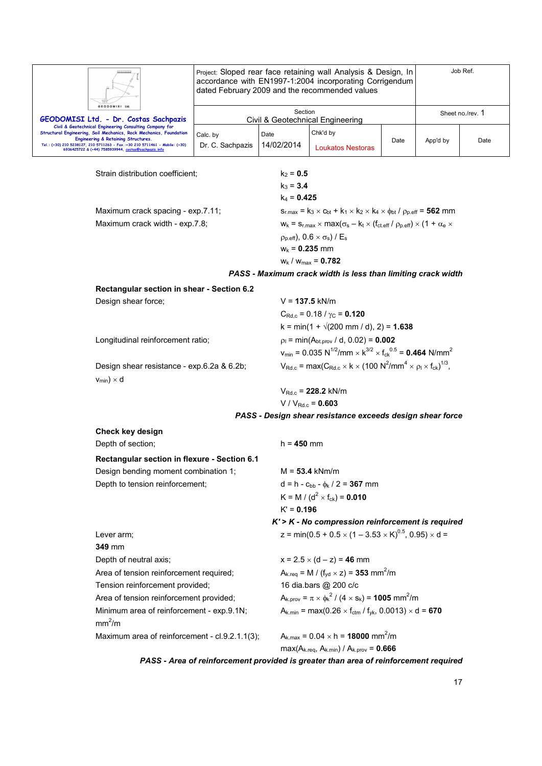Strain distribution coefficient; $k_2$ = **0.5**

$k_3$ = **3.4**

$k_4$ = **0.425**

Maximum crack spacing - exp.7.11; $s_{r.max} = k_3 \times c_{bt} + k_1 \times k_2 \times k_4 \times \phi_{bt} / \rho_{p.eff}$ = **562** mm

Maximum crack width - exp.7.8; $w_k = s_{r.max} \times \max(\sigma_s - k_t \times (f_{ct.eff} / \rho_{p.eff}) \times (1 + \alpha_e \times \rho_{p.eff}), 0.6 \times \sigma_s) / E_s$

$w_k$ = **0.235** mm

$w_k / w_{max}$ = **0.782**

***PASS - Maximum crack width is less than limiting crack width***

**Rectangular section in shear - Section 6.2**

Design shear force; V = **137.5** kN/m

$C_{Rd,c} = 0.18 / \gamma_C$ = **0.120**

$k = \min(1 + \sqrt{(200 \text{ mm} / d)}, 2)$ = **1.638**

Longitudinal reinforcement ratio; $\rho_l = \min(A_{bt.prov} / d, 0.02)$ = **0.002**

$v_{min} = 0.035 \text{ N}^{1/2}\text{/mm} \times k^{3/2} \times f_{ck}^{0.5}$ = **0.464** N/mm$^2$

Design shear resistance - exp.6.2a & 6.2b; $V_{Rd.c} = \max(C_{Rd.c} \times k \times (100 \text{ N}^2/\text{mm}^4 \times \rho_l \times f_{ck})^{1/3}, v_{min}) \times d$

$V_{Rd.c}$ = **228.2** kN/m

$V / V_{Rd.c}$ = **0.603**

***PASS - Design shear resistance exceeds design shear force***

**Check key design**

Depth of section; h = **450** mm

**Rectangular section in flexure - Section 6.1**

Design bending moment combination 1; M = **53.4** kNm/m

Depth to tension reinforcement; $d = h - c_{bb} - \phi_k / 2$ = **367** mm

$K = M / (d^2 \times f_{ck})$ = **0.010**

K' = **0.196**

***K' > K - No compression reinforcement is required***

Lever arm; $z = \min(0.5 + 0.5 \times (1 - 3.53 \times K)^{0.5}, 0.95) \times d$ = **349** mm

Depth of neutral axis; $x = 2.5 \times (d - z)$ = **46** mm

Area of tension reinforcement required; $A_{k.req} = M / (f_{yd} \times z)$ = **353** mm$^2$/m

Tension reinforcement provided; 16 dia.bars @ 200 c/c

Area of tension reinforcement provided; $A_{k.prov} = \pi \times \phi_k^2 / (4 \times s_k)$ = **1005** mm$^2$/m

Minimum area of reinforcement - exp.9.1N; $A_{k.min} = \max(0.26 \times f_{ctm} / f_{yk}, 0.0013) \times d$ = **670** mm$^2$/m

Maximum area of reinforcement - cl.9.2.1.1(3); $A_{k.max} = 0.04 \times h$ = **18000** mm$^2$/m

$\max(A_{k.req}, A_{k.min}) / A_{k.prov}$ = **0.666**

***PASS - Area of reinforcement provided is greater than area of reinforcement required***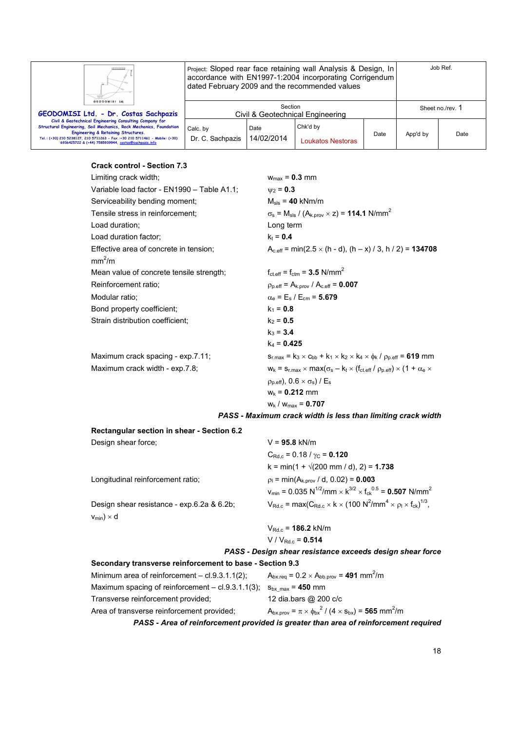| GEODOMISI Ltd. - Dr. Costas Sachpazis<br>Civil & Geotechnical Engineering Consulting Company for Structural Engineering, Soil Mechanics, Rock Mechanics, Foundation Engineering & Retaining Structures.<br>Tel.: (+30) 210 5238127, 210 5711263 - Fax.:+30 210 5711461 - Mobile: (+30) 6936425722 & (+44) 7585939944, costas@sachpazis.info | Project: Sloped rear face retaining wall Analysis & Design, In accordance with EN1997-1:2004 incorporating Corrigendum dated February 2009 and the recommended values | | | Job Ref. | |
|---|---|---|---|---|---|
| | Section<br>Civil & Geotechnical Engineering | | | Sheet no./rev. 1 | |
| | Calc. by<br>Dr. C. Sachpazis | Date<br>14/02/2014 | Chk'd by<br>Loukatos Nestoras | Date | App'd by | Date |

**Crack control - Section 7.3**

Limiting crack width; $w_{max}$ = **0.3** mm

Variable load factor - EN1990 – Table A1.1; $\psi_2$ = **0.3**

Serviceability bending moment; $M_{sls}$ = **40** kNm/m

Tensile stress in reinforcement; $\sigma_s = M_{sls} / (A_{k.prov} \times z)$ = **114.1** N/mm$^2$

Load duration; Long term

Load duration factor; $k_t$ = **0.4**

Effective area of concrete in tension; $A_{c.eff} = \min(2.5 \times (h - d), (h – x) / 3, h / 2)$ = **134708** mm$^2$/m

Mean value of concrete tensile strength; $f_{ct.eff} = f_{ctm}$ = **3.5** N/mm$^2$

Reinforcement ratio; $\rho_{p.eff} = A_{k.prov} / A_{c.eff}$ = **0.007**

Modular ratio; $\alpha_e = E_s / E_{cm}$ = **5.679**

Bond property coefficient; $k_1$ = **0.8**

Strain distribution coefficient; $k_2$ = **0.5**

$k_3$ = **3.4**

$k_4$ = **0.425**

Maximum crack spacing - exp.7.11; $s_{r.max} = k_3 \times c_{bb} + k_1 \times k_2 \times k_4 \times \phi_k / \rho_{p.eff}$ = **619** mm

Maximum crack width - exp.7.8; $w_k = s_{r.max} \times \max(\sigma_s – k_t \times (f_{ct.eff} / \rho_{p.eff}) \times (1 + \alpha_e \times \rho_{p.eff}), 0.6 \times \sigma_s) / E_s$

$w_k$ = **0.212** mm

$w_k / w_{max}$ = **0.707**

***PASS - Maximum crack width is less than limiting crack width***

**Rectangular section in shear - Section 6.2**

Design shear force; V = **95.8** kN/m

$C_{Rd,c} = 0.18 / \gamma_C$ = **0.120**

$k = \min(1 + \sqrt{(200 \text{ mm} / d)}, 2)$ = **1.738**

Longitudinal reinforcement ratio; $\rho_l = \min(A_{k.prov} / d, 0.02)$ = **0.003**

$v_{min} = 0.035 \text{ N}^{1/2}/\text{mm} \times k^{3/2} \times f_{ck}^{0.5}$ = **0.507** N/mm$^2$

Design shear resistance - exp.6.2a & 6.2b; $V_{Rd.c} = \max(C_{Rd.c} \times k \times (100 \text{ N}^2/\text{mm}^4 \times \rho_l \times f_{ck})^{1/3}, v_{min}) \times d$

$V_{Rd.c}$ = **186.2** kN/m

$V / V_{Rd.c}$ = **0.514**

***PASS - Design shear resistance exceeds design shear force***

**Secondary transverse reinforcement to base - Section 9.3**

Minimum area of reinforcement – cl.9.3.1.1(2); $A_{bx.req} = 0.2 \times A_{bb.prov}$ = **491** mm$^2$/m

Maximum spacing of reinforcement – cl.9.3.1.1(3); $s_{bx\_max}$ = **450** mm

Transverse reinforcement provided; 12 dia.bars @ 200 c/c

Area of transverse reinforcement provided; $A_{bx.prov} = \pi \times \phi_{bx}^2 / (4 \times s_{bx})$ = **565** mm$^2$/m

***PASS - Area of reinforcement provided is greater than area of reinforcement required***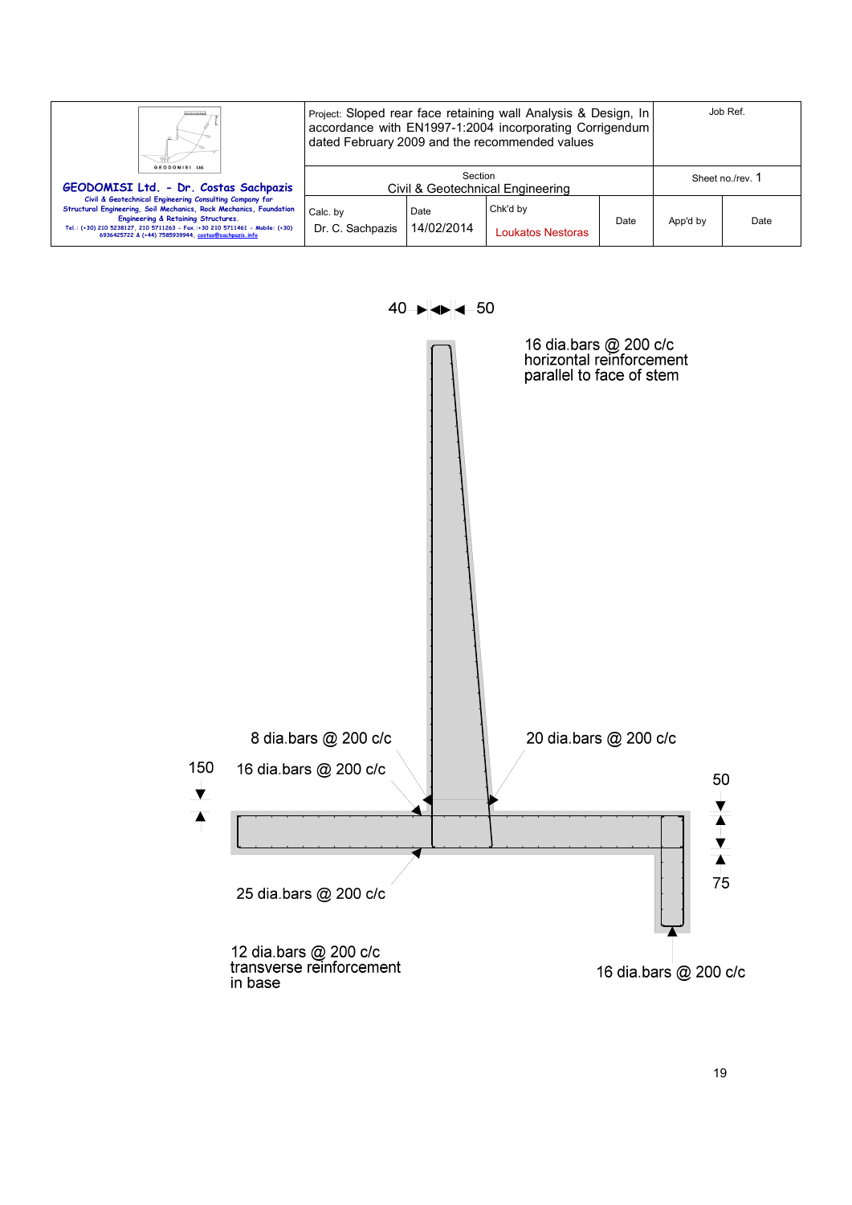| GEODOMISI Ltd. - Dr. Costas Sachpazis<br>Civil & Geotechnical Engineering Consulting Company for Structural Engineering, Soil Mechanics, Rock Mechanics, Foundation Engineering & Retaining Structures.<br>Tel.: (+30) 210 5238127, 210 5711263 - Fax.:+30 210 5711461 - Mobile: (+30) 6936425722 & (+44) 7585939944, costas@sachpazis.info | Project: Sloped rear face retaining wall Analysis & Design, In accordance with EN1997-1:2004 incorporating Corrigendum dated February 2009 and the recommended values | | | Job Ref. | |
|---|---|---|---|---|---|
| | Section<br>Civil & Geotechnical Engineering | | | Sheet no./rev. 1 | |
| | Calc. by<br>Dr. C. Sachpazis | Date<br>14/02/2014 | Chk'd by<br>Loukatos Nestoras | Date | App'd by | Date |

40
50

16 dia.bars @ 200 c/c
horizontal reinforcement
parallel to face of stem

8 dia.bars @ 200 c/c

20 dia.bars @ 200 c/c

150

16 dia.bars @ 200 c/c

50

75

25 dia.bars @ 200 c/c

12 dia.bars @ 200 c/c
transverse reinforcement
in base

16 dia.bars @ 200 c/c